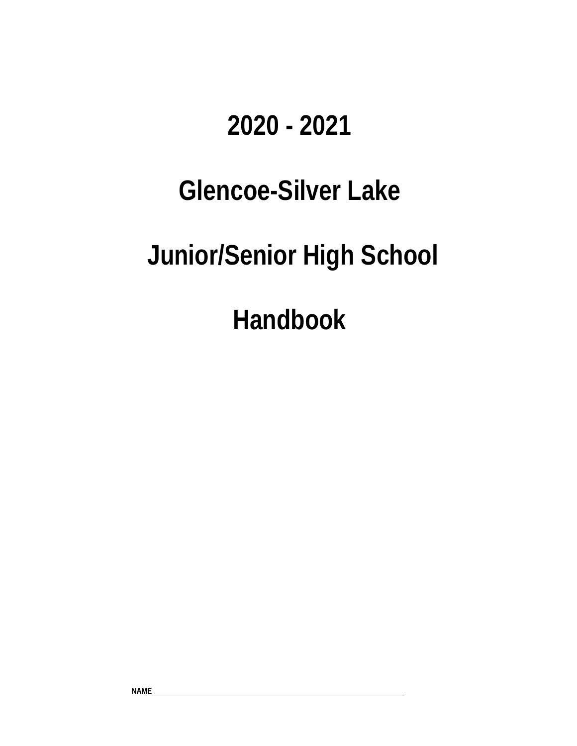# 2020 - 2021

# Glencoe-Silver Lake

# Junior/Senior High School

# Handbook

NAME ______________________________________________________________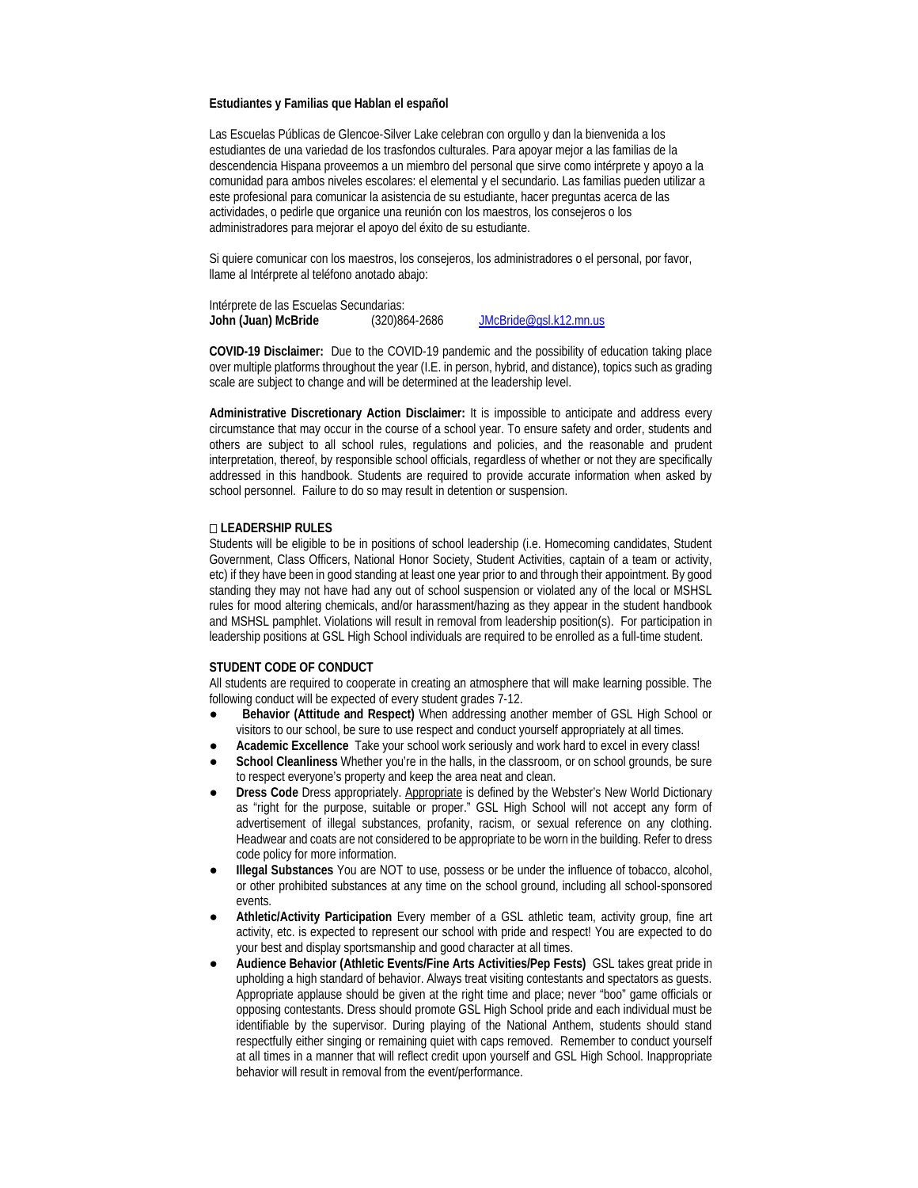**Estudiantes y Familias que Hablan el español**

Las Escuelas Públicas de Glencoe-Silver Lake celebran con orgullo y dan la bienvenida a los estudiantes de una variedad de los trasfondos culturales. Para apoyar mejor a las familias de la descendencia Hispana proveemos a un miembro del personal que sirve como intérprete y apoyo a la comunidad para ambos niveles escolares: el elemental y el secundario. Las familias pueden utilizar a este profesional para comunicar la asistencia de su estudiante, hacer preguntas acerca de las actividades, o pedirle que organice una reunión con los maestros, los consejeros o los administradores para mejorar el apoyo del éxito de su estudiante.

Si quiere comunicar con los maestros, los consejeros, los administradores o el personal, por favor, llame al Intérprete al teléfono anotado abajo:

Intérprete de las Escuelas Secundarias:
**John (Juan) McBride** (320)864-2686 JMcBride@gsl.k12.mn.us

**COVID-19 Disclaimer:** Due to the COVID-19 pandemic and the possibility of education taking place over multiple platforms throughout the year (I.E. in person, hybrid, and distance), topics such as grading scale are subject to change and will be determined at the leadership level.

**Administrative Discretionary Action Disclaimer:** It is impossible to anticipate and address every circumstance that may occur in the course of a school year. To ensure safety and order, students and others are subject to all school rules, regulations and policies, and the reasonable and prudent interpretation, thereof, by responsible school officials, regardless of whether or not they are specifically addressed in this handbook. Students are required to provide accurate information when asked by school personnel. Failure to do so may result in detention or suspension.

**□ LEADERSHIP RULES**

Students will be eligible to be in positions of school leadership (i.e. Homecoming candidates, Student Government, Class Officers, National Honor Society, Student Activities, captain of a team or activity, etc) if they have been in good standing at least one year prior to and through their appointment. By good standing they may not have had any out of school suspension or violated any of the local or MSHSL rules for mood altering chemicals, and/or harassment/hazing as they appear in the student handbook and MSHSL pamphlet. Violations will result in removal from leadership position(s). For participation in leadership positions at GSL High School individuals are required to be enrolled as a full-time student.

**STUDENT CODE OF CONDUCT**

All students are required to cooperate in creating an atmosphere that will make learning possible. The following conduct will be expected of every student grades 7-12.

- **Behavior (Attitude and Respect)** When addressing another member of GSL High School or visitors to our school, be sure to use respect and conduct yourself appropriately at all times.
- **Academic Excellence** Take your school work seriously and work hard to excel in every class!
- **School Cleanliness** Whether you're in the halls, in the classroom, or on school grounds, be sure to respect everyone's property and keep the area neat and clean.
- **Dress Code** Dress appropriately. Appropriate is defined by the Webster's New World Dictionary as "right for the purpose, suitable or proper." GSL High School will not accept any form of advertisement of illegal substances, profanity, racism, or sexual reference on any clothing. Headwear and coats are not considered to be appropriate to be worn in the building. Refer to dress code policy for more information.
- **Illegal Substances** You are NOT to use, possess or be under the influence of tobacco, alcohol, or other prohibited substances at any time on the school ground, including all school-sponsored events.
- **Athletic/Activity Participation** Every member of a GSL athletic team, activity group, fine art activity, etc. is expected to represent our school with pride and respect! You are expected to do your best and display sportsmanship and good character at all times.
- **Audience Behavior (Athletic Events/Fine Arts Activities/Pep Fests)** GSL takes great pride in upholding a high standard of behavior. Always treat visiting contestants and spectators as guests. Appropriate applause should be given at the right time and place; never "boo" game officials or opposing contestants. Dress should promote GSL High School pride and each individual must be identifiable by the supervisor. During playing of the National Anthem, students should stand respectfully either singing or remaining quiet with caps removed. Remember to conduct yourself at all times in a manner that will reflect credit upon yourself and GSL High School. Inappropriate behavior will result in removal from the event/performance.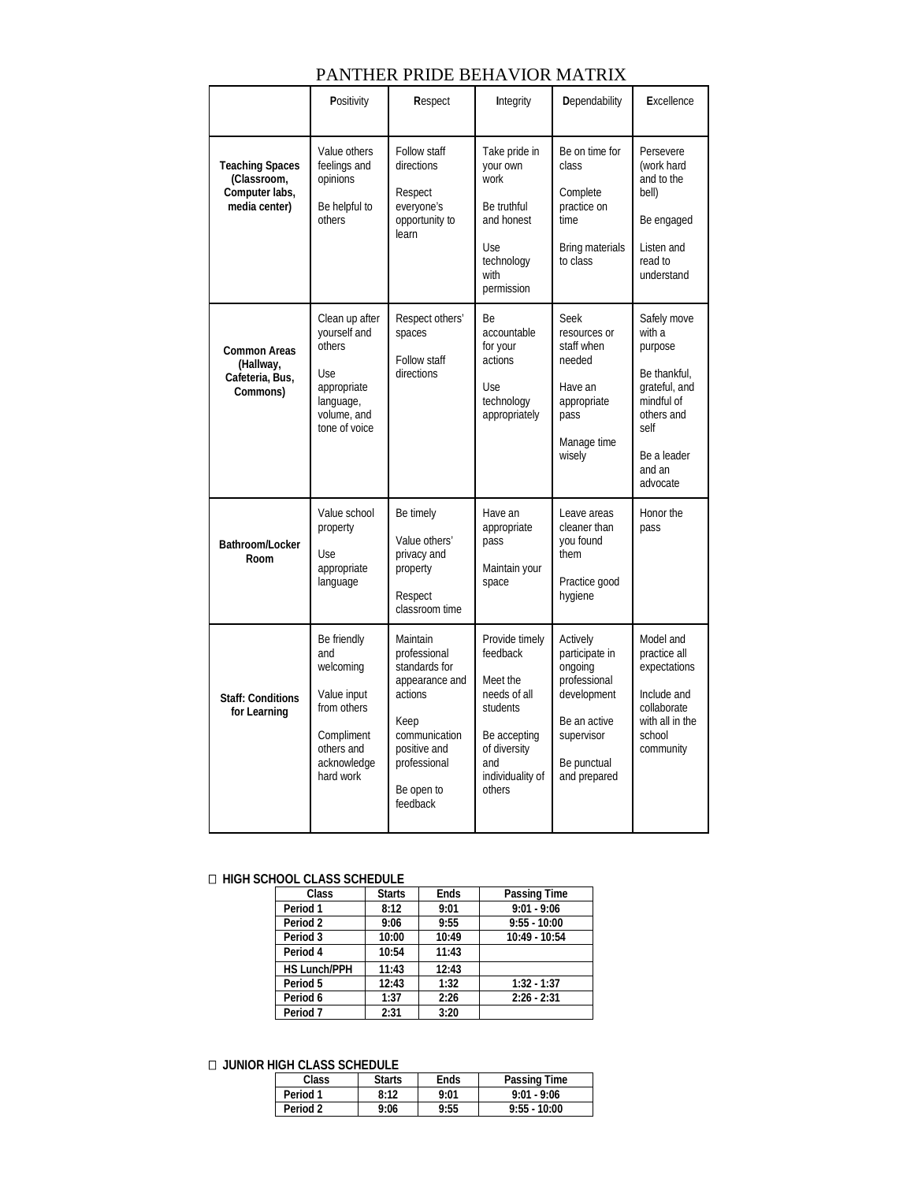# PANTHER PRIDE BEHAVIOR MATRIX

| | **P**ositivity | **R**espect | **I**ntegrity | **D**ependability | **E**xcellence |
|---|---|---|---|---|---|
| **Teaching Spaces (Classroom, Computer labs, media center)** | Value others feelings and opinions<br><br>Be helpful to others | Follow staff directions<br><br>Respect everyone's opportunity to learn | Take pride in your own work<br><br>Be truthful and honest<br><br>Use technology with permission | Be on time for class<br><br>Complete practice on time<br><br>Bring materials to class | Persevere (work hard and to the bell)<br><br>Be engaged<br><br>Listen and read to understand |
| **Common Areas (Hallway, Cafeteria, Bus, Commons)** | Clean up after yourself and others<br><br>Use appropriate language, volume, and tone of voice | Respect others' spaces<br><br>Follow staff directions | Be accountable for your actions<br><br>Use technology appropriately | Seek resources or staff when needed<br><br>Have an appropriate pass<br><br>Manage time wisely | Safely move with a purpose<br><br>Be thankful, grateful, and mindful of others and self<br><br>Be a leader and an advocate |
| **Bathroom/Locker Room** | Value school property<br><br>Use appropriate language | Be timely<br><br>Value others' privacy and property<br><br>Respect classroom time | Have an appropriate pass<br><br>Maintain your space | Leave areas cleaner than you found them<br><br>Practice good hygiene | Honor the pass |
| **Staff: Conditions for Learning** | Be friendly and welcoming<br><br>Value input from others<br><br>Compliment others and acknowledge hard work | Maintain professional standards for appearance and actions<br><br>Keep communication positive and professional<br><br>Be open to feedback | Provide timely feedback<br><br>Meet the needs of all students<br><br>Be accepting of diversity and individuality of others | Actively participate in ongoing professional development<br><br>Be an active supervisor<br><br>Be punctual and prepared | Model and practice all expectations<br><br>Include and collaborate with all in the school community |

**HIGH SCHOOL CLASS SCHEDULE**

| Class | Starts | Ends | Passing Time |
|---|---|---|---|
| Period 1 | 8:12 | 9:01 | 9:01 - 9:06 |
| Period 2 | 9:06 | 9:55 | 9:55 - 10:00 |
| Period 3 | 10:00 | 10:49 | 10:49 - 10:54 |
| Period 4 | 10:54 | 11:43 | |
| HS Lunch/PPH | 11:43 | 12:43 | |
| Period 5 | 12:43 | 1:32 | 1:32 - 1:37 |
| Period 6 | 1:37 | 2:26 | 2:26 - 2:31 |
| Period 7 | 2:31 | 3:20 | |

**JUNIOR HIGH CLASS SCHEDULE**

| Class | Starts | Ends | Passing Time |
|---|---|---|---|
| Period 1 | 8:12 | 9:01 | 9:01 - 9:06 |
| Period 2 | 9:06 | 9:55 | 9:55 - 10:00 |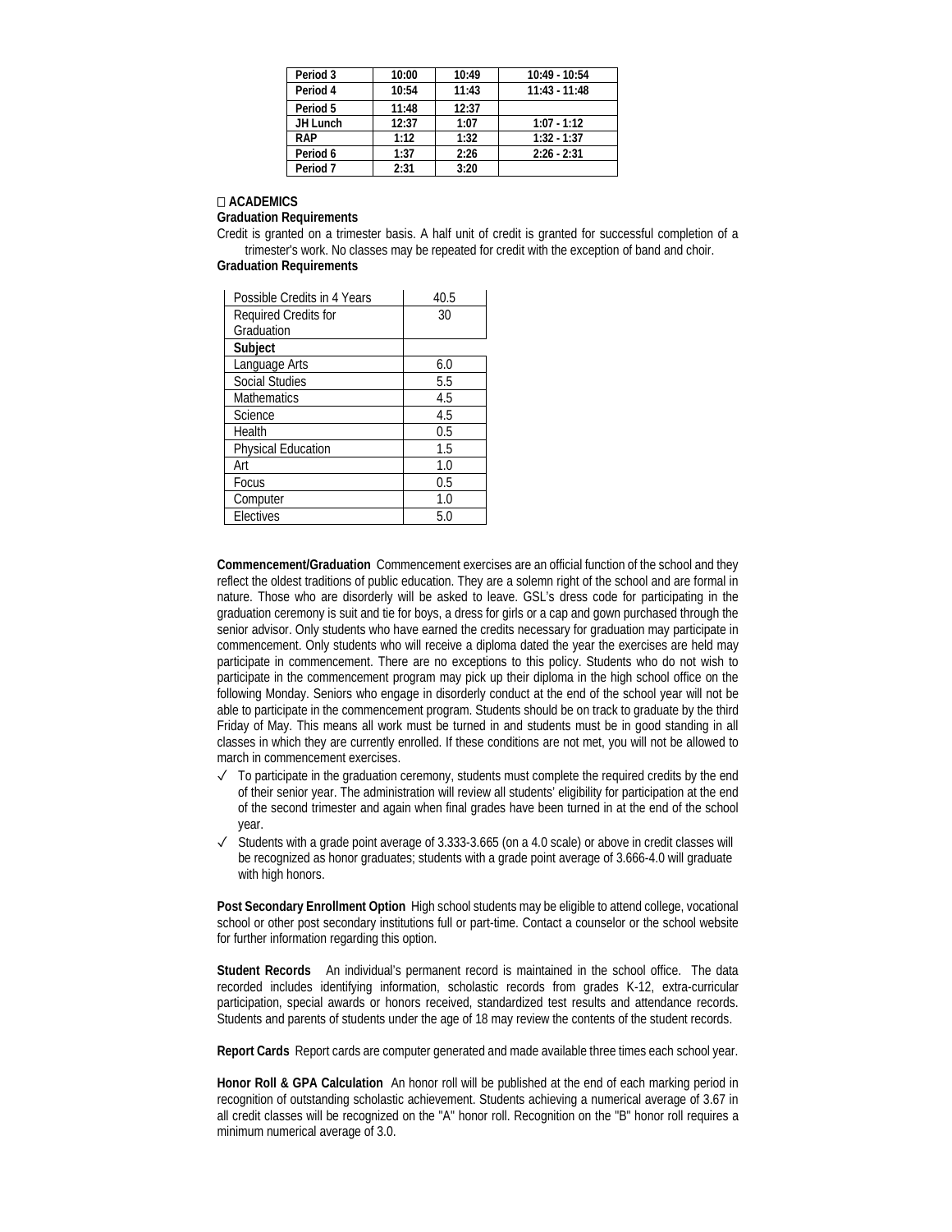| Period 3 | 10:00 | 10:49 | 10:49 - 10:54 |
|---|---|---|---|
| Period 4 | 10:54 | 11:43 | 11:43 - 11:48 |
| Period 5 | 11:48 | 12:37 | |
| JH Lunch | 12:37 | 1:07 | 1:07 - 1:12 |
| RAP | 1:12 | 1:32 | 1:32 - 1:37 |
| Period 6 | 1:37 | 2:26 | 2:26 - 2:31 |
| Period 7 | 2:31 | 3:20 | |

## ACADEMICS

**Graduation Requirements**

Credit is granted on a trimester basis. A half unit of credit is granted for successful completion of a trimester's work. No classes may be repeated for credit with the exception of band and choir.

**Graduation Requirements**

| Possible Credits in 4 Years | 40.5 |
|---|---|
| Required Credits for Graduation | 30 |
| **Subject** | |
| Language Arts | 6.0 |
| Social Studies | 5.5 |
| Mathematics | 4.5 |
| Science | 4.5 |
| Health | 0.5 |
| Physical Education | 1.5 |
| Art | 1.0 |
| Focus | 0.5 |
| Computer | 1.0 |
| Electives | 5.0 |

**Commencement/Graduation** Commencement exercises are an official function of the school and they reflect the oldest traditions of public education. They are a solemn right of the school and are formal in nature. Those who are disorderly will be asked to leave. GSL's dress code for participating in the graduation ceremony is suit and tie for boys, a dress for girls or a cap and gown purchased through the senior advisor. Only students who have earned the credits necessary for graduation may participate in commencement. Only students who will receive a diploma dated the year the exercises are held may participate in commencement. There are no exceptions to this policy. Students who do not wish to participate in the commencement program may pick up their diploma in the high school office on the following Monday. Seniors who engage in disorderly conduct at the end of the school year will not be able to participate in the commencement program. Students should be on track to graduate by the third Friday of May. This means all work must be turned in and students must be in good standing in all classes in which they are currently enrolled. If these conditions are not met, you will not be allowed to march in commencement exercises.

- ✓ To participate in the graduation ceremony, students must complete the required credits by the end of their senior year. The administration will review all students' eligibility for participation at the end of the second trimester and again when final grades have been turned in at the end of the school year.
- ✓ Students with a grade point average of 3.333-3.665 (on a 4.0 scale) or above in credit classes will be recognized as honor graduates; students with a grade point average of 3.666-4.0 will graduate with high honors.

**Post Secondary Enrollment Option** High school students may be eligible to attend college, vocational school or other post secondary institutions full or part-time. Contact a counselor or the school website for further information regarding this option.

**Student Records** An individual's permanent record is maintained in the school office. The data recorded includes identifying information, scholastic records from grades K-12, extra-curricular participation, special awards or honors received, standardized test results and attendance records. Students and parents of students under the age of 18 may review the contents of the student records.

**Report Cards** Report cards are computer generated and made available three times each school year.

**Honor Roll & GPA Calculation** An honor roll will be published at the end of each marking period in recognition of outstanding scholastic achievement. Students achieving a numerical average of 3.67 in all credit classes will be recognized on the "A" honor roll. Recognition on the "B" honor roll requires a minimum numerical average of 3.0.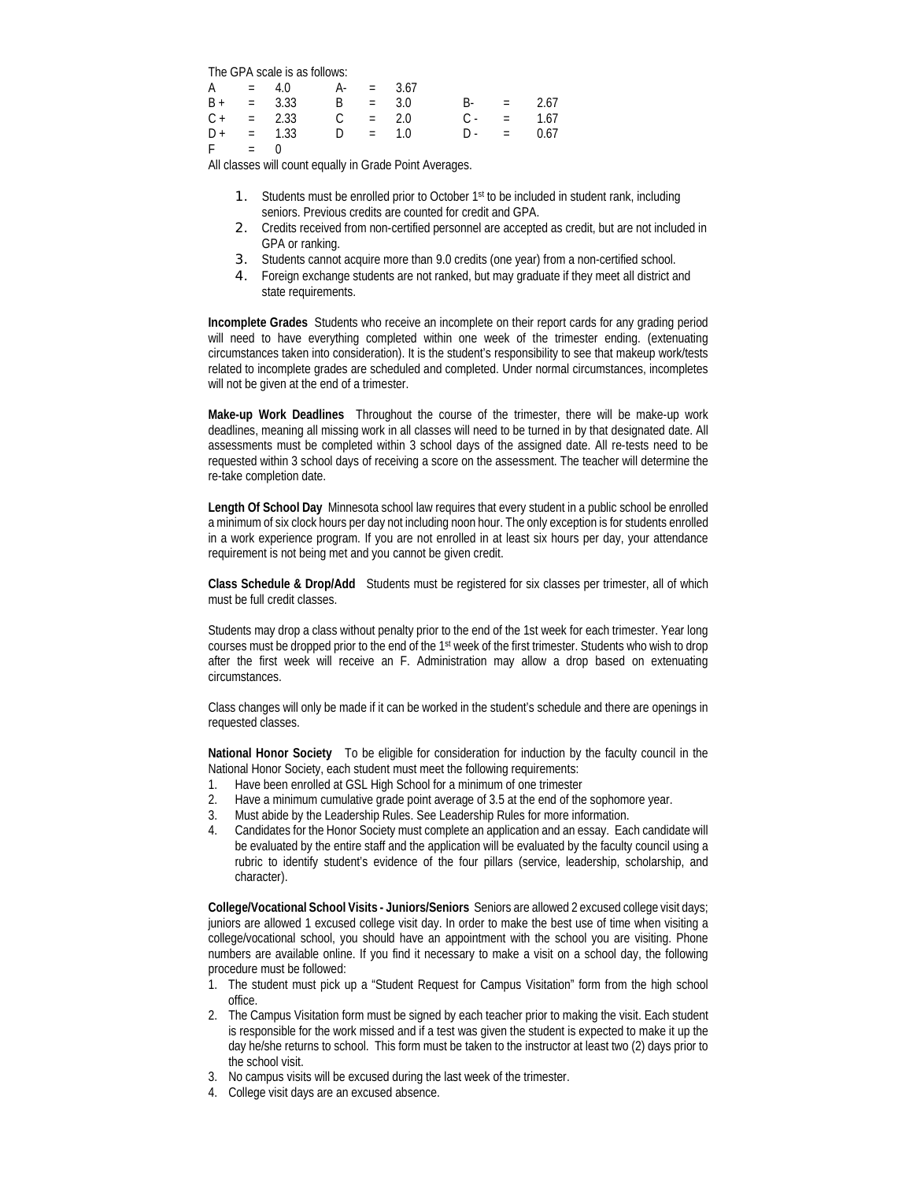The GPA scale is as follows:

| | | | | | | | | |
|---|---|---|---|---|---|---|---|---|
| A | = | 4.0 | A- | = | 3.67 | | | |
| B + | = | 3.33 | B | = | 3.0 | B- | = | 2.67 |
| C + | = | 2.33 | C | = | 2.0 | C - | = | 1.67 |
| D + | = | 1.33 | D | = | 1.0 | D - | = | 0.67 |
| F | = | 0 | | | | | | |

All classes will count equally in Grade Point Averages.

1. Students must be enrolled prior to October 1st to be included in student rank, including seniors. Previous credits are counted for credit and GPA.
2. Credits received from non-certified personnel are accepted as credit, but are not included in GPA or ranking.
3. Students cannot acquire more than 9.0 credits (one year) from a non-certified school.
4. Foreign exchange students are not ranked, but may graduate if they meet all district and state requirements.

**Incomplete Grades** Students who receive an incomplete on their report cards for any grading period will need to have everything completed within one week of the trimester ending. (extenuating circumstances taken into consideration). It is the student's responsibility to see that makeup work/tests related to incomplete grades are scheduled and completed. Under normal circumstances, incompletes will not be given at the end of a trimester.

**Make-up Work Deadlines** Throughout the course of the trimester, there will be make-up work deadlines, meaning all missing work in all classes will need to be turned in by that designated date. All assessments must be completed within 3 school days of the assigned date. All re-tests need to be requested within 3 school days of receiving a score on the assessment. The teacher will determine the re-take completion date.

**Length Of School Day** Minnesota school law requires that every student in a public school be enrolled a minimum of six clock hours per day not including noon hour. The only exception is for students enrolled in a work experience program. If you are not enrolled in at least six hours per day, your attendance requirement is not being met and you cannot be given credit.

**Class Schedule & Drop/Add** Students must be registered for six classes per trimester, all of which must be full credit classes.

Students may drop a class without penalty prior to the end of the 1st week for each trimester. Year long courses must be dropped prior to the end of the 1st week of the first trimester. Students who wish to drop after the first week will receive an F. Administration may allow a drop based on extenuating circumstances.

Class changes will only be made if it can be worked in the student's schedule and there are openings in requested classes.

**National Honor Society** To be eligible for consideration for induction by the faculty council in the National Honor Society, each student must meet the following requirements:

1. Have been enrolled at GSL High School for a minimum of one trimester
2. Have a minimum cumulative grade point average of 3.5 at the end of the sophomore year.
3. Must abide by the Leadership Rules. See Leadership Rules for more information.
4. Candidates for the Honor Society must complete an application and an essay. Each candidate will be evaluated by the entire staff and the application will be evaluated by the faculty council using a rubric to identify student's evidence of the four pillars (service, leadership, scholarship, and character).

**College/Vocational School Visits - Juniors/Seniors** Seniors are allowed 2 excused college visit days; juniors are allowed 1 excused college visit day. In order to make the best use of time when visiting a college/vocational school, you should have an appointment with the school you are visiting. Phone numbers are available online. If you find it necessary to make a visit on a school day, the following procedure must be followed:

1. The student must pick up a "Student Request for Campus Visitation" form from the high school office.
2. The Campus Visitation form must be signed by each teacher prior to making the visit. Each student is responsible for the work missed and if a test was given the student is expected to make it up the day he/she returns to school. This form must be taken to the instructor at least two (2) days prior to the school visit.
3. No campus visits will be excused during the last week of the trimester.
4. College visit days are an excused absence.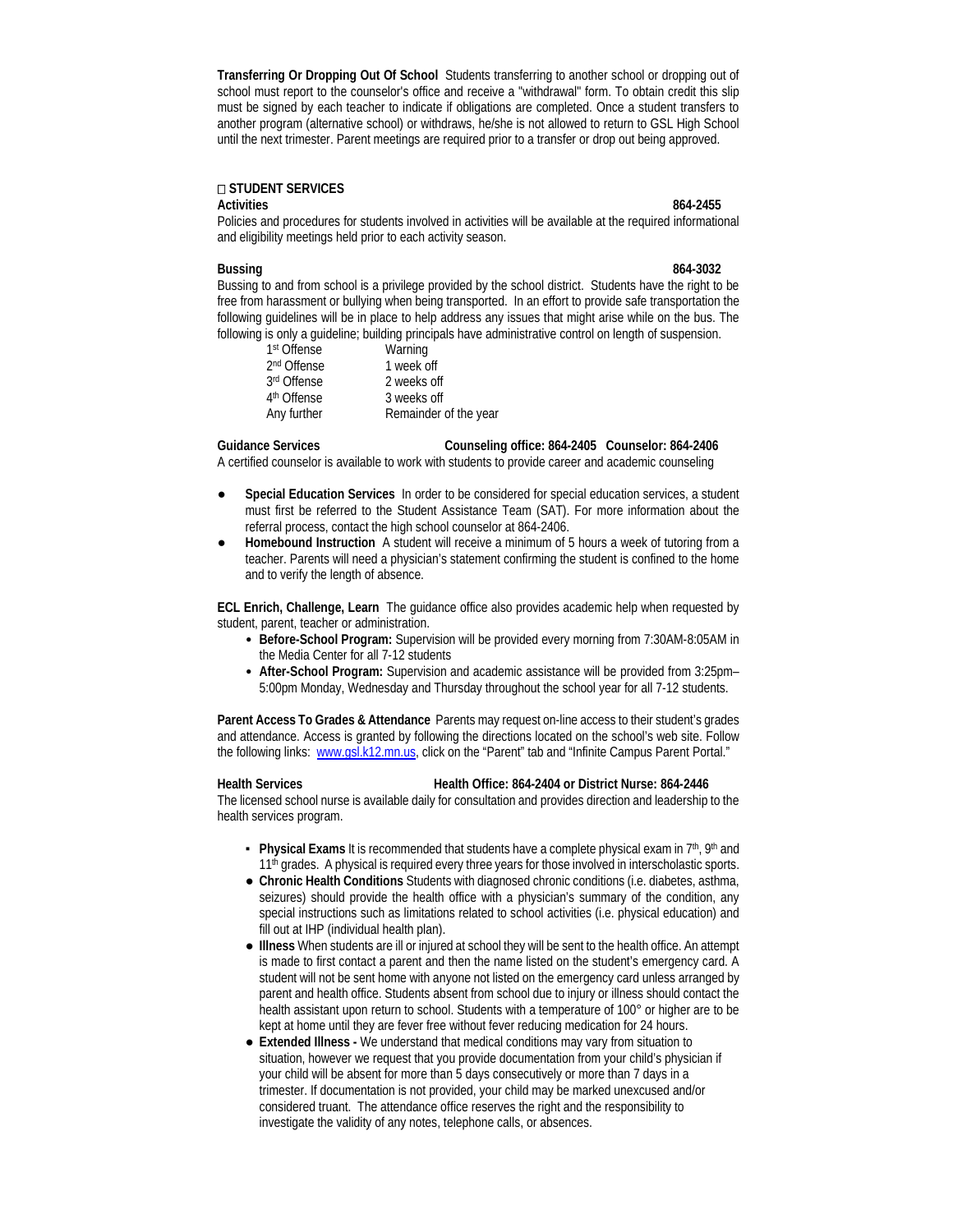**Transferring Or Dropping Out Of School** Students transferring to another school or dropping out of school must report to the counselor's office and receive a "withdrawal" form. To obtain credit this slip must be signed by each teacher to indicate if obligations are completed. Once a student transfers to another program (alternative school) or withdraws, he/she is not allowed to return to GSL High School until the next trimester. Parent meetings are required prior to a transfer or drop out being approved.

## □ STUDENT SERVICES

**Activities** **864-2455**

Policies and procedures for students involved in activities will be available at the required informational and eligibility meetings held prior to each activity season.

**Bussing** **864-3032**

Bussing to and from school is a privilege provided by the school district. Students have the right to be free from harassment or bullying when being transported. In an effort to provide safe transportation the following guidelines will be in place to help address any issues that might arise while on the bus. The following is only a guideline; building principals have administrative control on length of suspension.

| | |
|---|---|
| 1st Offense | Warning |
| 2nd Offense | 1 week off |
| 3rd Offense | 2 weeks off |
| 4th Offense | 3 weeks off |
| Any further | Remainder of the year |

**Guidance Services** **Counseling office: 864-2405 Counselor: 864-2406**

A certified counselor is available to work with students to provide career and academic counseling

- **Special Education Services** In order to be considered for special education services, a student must first be referred to the Student Assistance Team (SAT). For more information about the referral process, contact the high school counselor at 864-2406.
- **Homebound Instruction** A student will receive a minimum of 5 hours a week of tutoring from a teacher. Parents will need a physician's statement confirming the student is confined to the home and to verify the length of absence.

**ECL Enrich, Challenge, Learn** The guidance office also provides academic help when requested by student, parent, teacher or administration.

- **Before-School Program:** Supervision will be provided every morning from 7:30AM-8:05AM in the Media Center for all 7-12 students
- **After-School Program:** Supervision and academic assistance will be provided from 3:25pm–5:00pm Monday, Wednesday and Thursday throughout the school year for all 7-12 students.

**Parent Access To Grades & Attendance** Parents may request on-line access to their student's grades and attendance. Access is granted by following the directions located on the school's web site. Follow the following links: www.gsl.k12.mn.us, click on the "Parent" tab and "Infinite Campus Parent Portal."

**Health Services** **Health Office: 864-2404 or District Nurse: 864-2446**

The licensed school nurse is available daily for consultation and provides direction and leadership to the health services program.

- **Physical Exams** It is recommended that students have a complete physical exam in 7th, 9th and 11th grades. A physical is required every three years for those involved in interscholastic sports.
- **Chronic Health Conditions** Students with diagnosed chronic conditions (i.e. diabetes, asthma, seizures) should provide the health office with a physician's summary of the condition, any special instructions such as limitations related to school activities (i.e. physical education) and fill out at IHP (individual health plan).
- **Illness** When students are ill or injured at school they will be sent to the health office. An attempt is made to first contact a parent and then the name listed on the student's emergency card. A student will not be sent home with anyone not listed on the emergency card unless arranged by parent and health office. Students absent from school due to injury or illness should contact the health assistant upon return to school. Students with a temperature of 100° or higher are to be kept at home until they are fever free without fever reducing medication for 24 hours.
- **Extended Illness -** We understand that medical conditions may vary from situation to situation, however we request that you provide documentation from your child's physician if your child will be absent for more than 5 days consecutively or more than 7 days in a trimester. If documentation is not provided, your child may be marked unexcused and/or considered truant. The attendance office reserves the right and the responsibility to investigate the validity of any notes, telephone calls, or absences.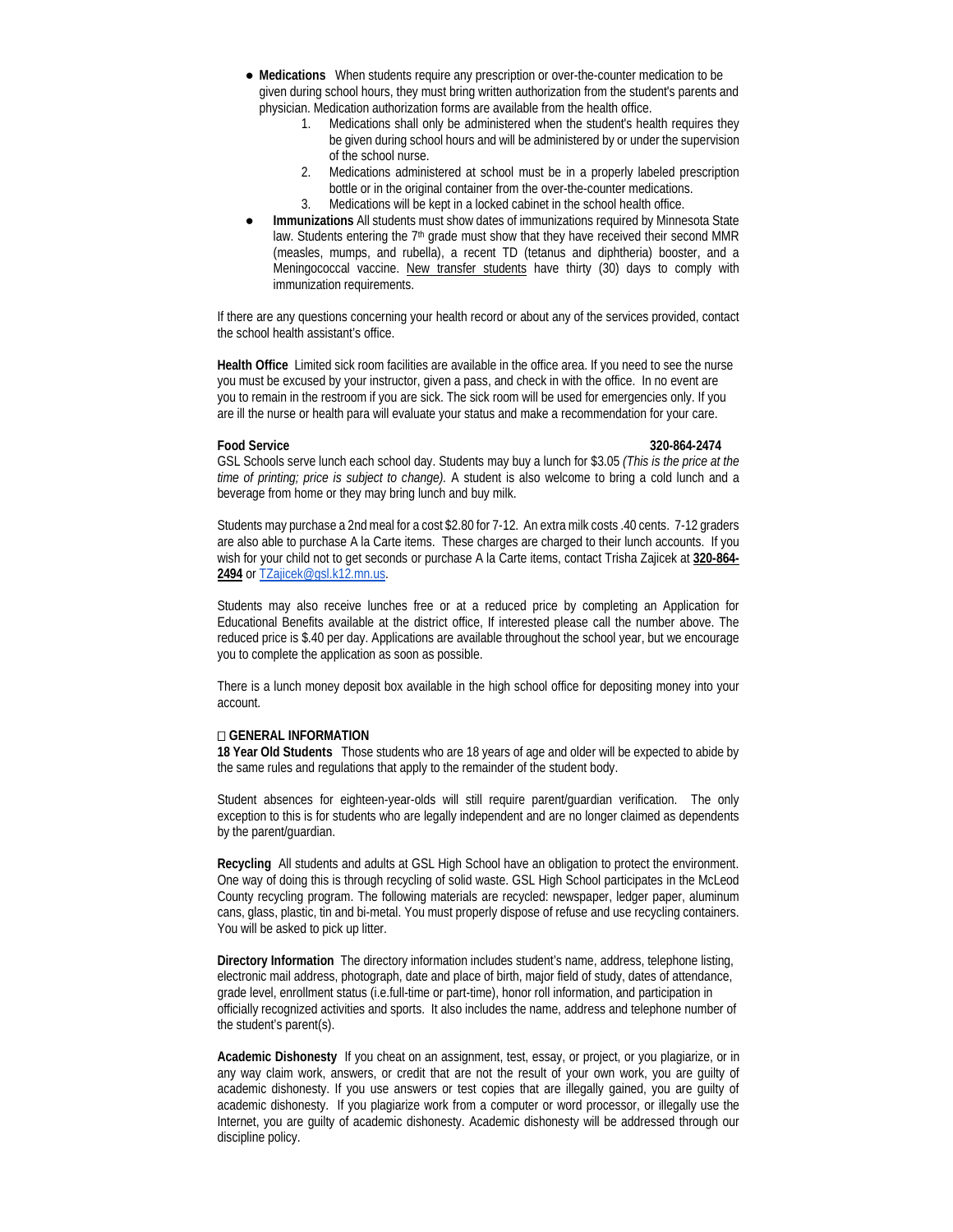- **Medications** When students require any prescription or over-the-counter medication to be given during school hours, they must bring written authorization from the student's parents and physician. Medication authorization forms are available from the health office.
    1. Medications shall only be administered when the student's health requires they be given during school hours and will be administered by or under the supervision of the school nurse.
    2. Medications administered at school must be in a properly labeled prescription bottle or in the original container from the over-the-counter medications.
    3. Medications will be kept in a locked cabinet in the school health office.
- **Immunizations** All students must show dates of immunizations required by Minnesota State law. Students entering the 7th grade must show that they have received their second MMR (measles, mumps, and rubella), a recent TD (tetanus and diphtheria) booster, and a Meningococcal vaccine. New transfer students have thirty (30) days to comply with immunization requirements.

If there are any questions concerning your health record or about any of the services provided, contact the school health assistant's office.

**Health Office** Limited sick room facilities are available in the office area. If you need to see the nurse you must be excused by your instructor, given a pass, and check in with the office. In no event are you to remain in the restroom if you are sick. The sick room will be used for emergencies only. If you are ill the nurse or health para will evaluate your status and make a recommendation for your care.

**Food Service** **320-864-2474**

GSL Schools serve lunch each school day. Students may buy a lunch for $3.05 *(This is the price at the time of printing; price is subject to change).* A student is also welcome to bring a cold lunch and a beverage from home or they may bring lunch and buy milk.

Students may purchase a 2nd meal for a cost $2.80 for 7-12. An extra milk costs .40 cents. 7-12 graders are also able to purchase A la Carte items. These charges are charged to their lunch accounts. If you wish for your child not to get seconds or purchase A la Carte items, contact Trisha Zajicek at **320-864-2494** or TZajicek@gsl.k12.mn.us.

Students may also receive lunches free or at a reduced price by completing an Application for Educational Benefits available at the district office, If interested please call the number above. The reduced price is $.40 per day. Applications are available throughout the school year, but we encourage you to complete the application as soon as possible.

There is a lunch money deposit box available in the high school office for depositing money into your account.

## GENERAL INFORMATION

**18 Year Old Students** Those students who are 18 years of age and older will be expected to abide by the same rules and regulations that apply to the remainder of the student body.

Student absences for eighteen-year-olds will still require parent/guardian verification. The only exception to this is for students who are legally independent and are no longer claimed as dependents by the parent/guardian.

**Recycling** All students and adults at GSL High School have an obligation to protect the environment. One way of doing this is through recycling of solid waste. GSL High School participates in the McLeod County recycling program. The following materials are recycled: newspaper, ledger paper, aluminum cans, glass, plastic, tin and bi-metal. You must properly dispose of refuse and use recycling containers. You will be asked to pick up litter.

**Directory Information** The directory information includes student's name, address, telephone listing, electronic mail address, photograph, date and place of birth, major field of study, dates of attendance, grade level, enrollment status (i.e.full-time or part-time), honor roll information, and participation in officially recognized activities and sports. It also includes the name, address and telephone number of the student's parent(s).

**Academic Dishonesty** If you cheat on an assignment, test, essay, or project, or you plagiarize, or in any way claim work, answers, or credit that are not the result of your own work, you are guilty of academic dishonesty. If you use answers or test copies that are illegally gained, you are guilty of academic dishonesty. If you plagiarize work from a computer or word processor, or illegally use the Internet, you are guilty of academic dishonesty. Academic dishonesty will be addressed through our discipline policy.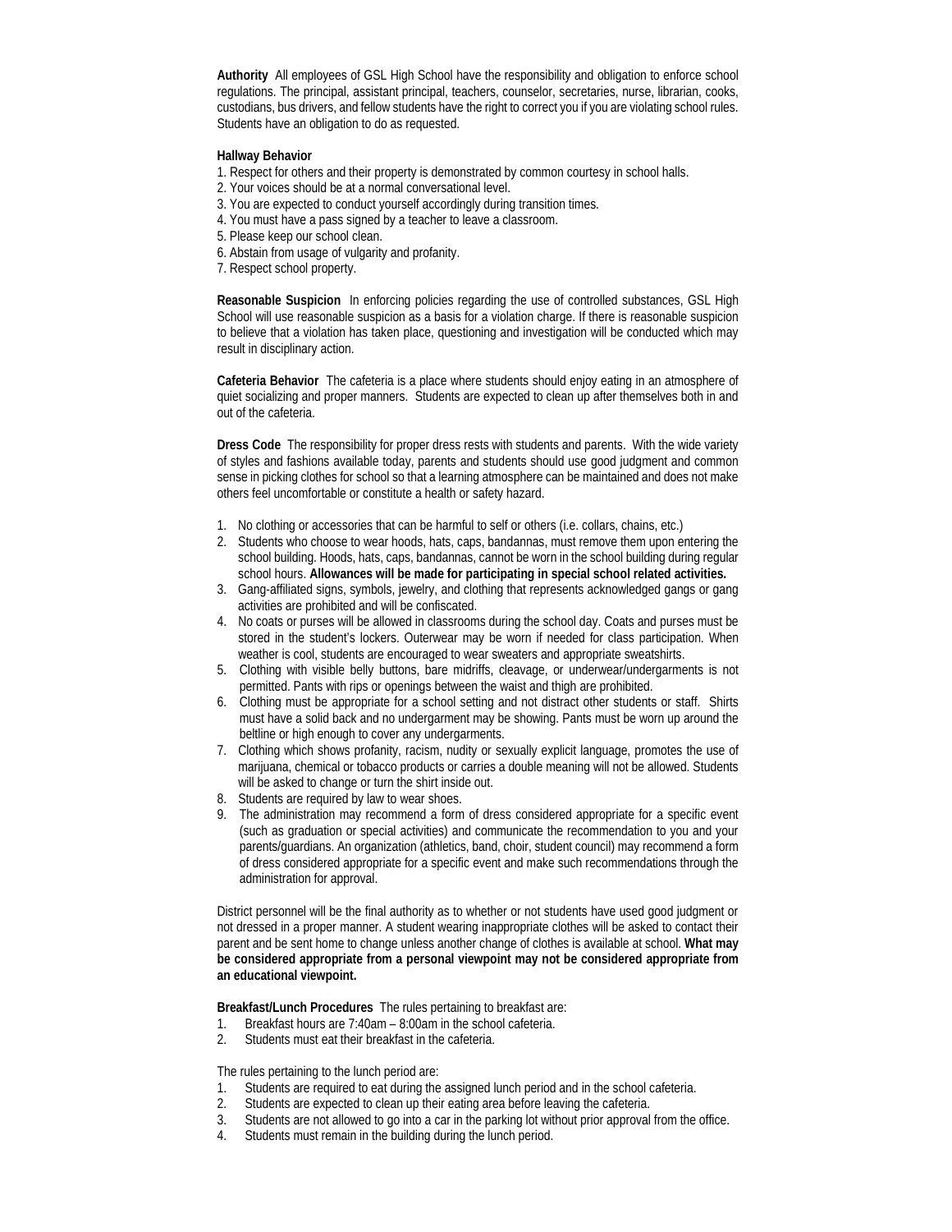**Authority** All employees of GSL High School have the responsibility and obligation to enforce school regulations. The principal, assistant principal, teachers, counselor, secretaries, nurse, librarian, cooks, custodians, bus drivers, and fellow students have the right to correct you if you are violating school rules. Students have an obligation to do as requested.

**Hallway Behavior**

1. Respect for others and their property is demonstrated by common courtesy in school halls.
2. Your voices should be at a normal conversational level.
3. You are expected to conduct yourself accordingly during transition times.
4. You must have a pass signed by a teacher to leave a classroom.
5. Please keep our school clean.
6. Abstain from usage of vulgarity and profanity.
7. Respect school property.

**Reasonable Suspicion** In enforcing policies regarding the use of controlled substances, GSL High School will use reasonable suspicion as a basis for a violation charge. If there is reasonable suspicion to believe that a violation has taken place, questioning and investigation will be conducted which may result in disciplinary action.

**Cafeteria Behavior** The cafeteria is a place where students should enjoy eating in an atmosphere of quiet socializing and proper manners. Students are expected to clean up after themselves both in and out of the cafeteria.

**Dress Code** The responsibility for proper dress rests with students and parents. With the wide variety of styles and fashions available today, parents and students should use good judgment and common sense in picking clothes for school so that a learning atmosphere can be maintained and does not make others feel uncomfortable or constitute a health or safety hazard.

1. No clothing or accessories that can be harmful to self or others (i.e. collars, chains, etc.)
2. Students who choose to wear hoods, hats, caps, bandannas, must remove them upon entering the school building. Hoods, hats, caps, bandannas, cannot be worn in the school building during regular school hours. **Allowances will be made for participating in special school related activities.**
3. Gang-affiliated signs, symbols, jewelry, and clothing that represents acknowledged gangs or gang activities are prohibited and will be confiscated.
4. No coats or purses will be allowed in classrooms during the school day. Coats and purses must be stored in the student's lockers. Outerwear may be worn if needed for class participation. When weather is cool, students are encouraged to wear sweaters and appropriate sweatshirts.
5. Clothing with visible belly buttons, bare midriffs, cleavage, or underwear/undergarments is not permitted. Pants with rips or openings between the waist and thigh are prohibited.
6. Clothing must be appropriate for a school setting and not distract other students or staff. Shirts must have a solid back and no undergarment may be showing. Pants must be worn up around the beltline or high enough to cover any undergarments.
7. Clothing which shows profanity, racism, nudity or sexually explicit language, promotes the use of marijuana, chemical or tobacco products or carries a double meaning will not be allowed. Students will be asked to change or turn the shirt inside out.
8. Students are required by law to wear shoes.
9. The administration may recommend a form of dress considered appropriate for a specific event (such as graduation or special activities) and communicate the recommendation to you and your parents/guardians. An organization (athletics, band, choir, student council) may recommend a form of dress considered appropriate for a specific event and make such recommendations through the administration for approval.

District personnel will be the final authority as to whether or not students have used good judgment or not dressed in a proper manner. A student wearing inappropriate clothes will be asked to contact their parent and be sent home to change unless another change of clothes is available at school. **What may be considered appropriate from a personal viewpoint may not be considered appropriate from an educational viewpoint.**

**Breakfast/Lunch Procedures** The rules pertaining to breakfast are:

1. Breakfast hours are 7:40am – 8:00am in the school cafeteria.
2. Students must eat their breakfast in the cafeteria.

The rules pertaining to the lunch period are:

1. Students are required to eat during the assigned lunch period and in the school cafeteria.
2. Students are expected to clean up their eating area before leaving the cafeteria.
3. Students are not allowed to go into a car in the parking lot without prior approval from the office.
4. Students must remain in the building during the lunch period.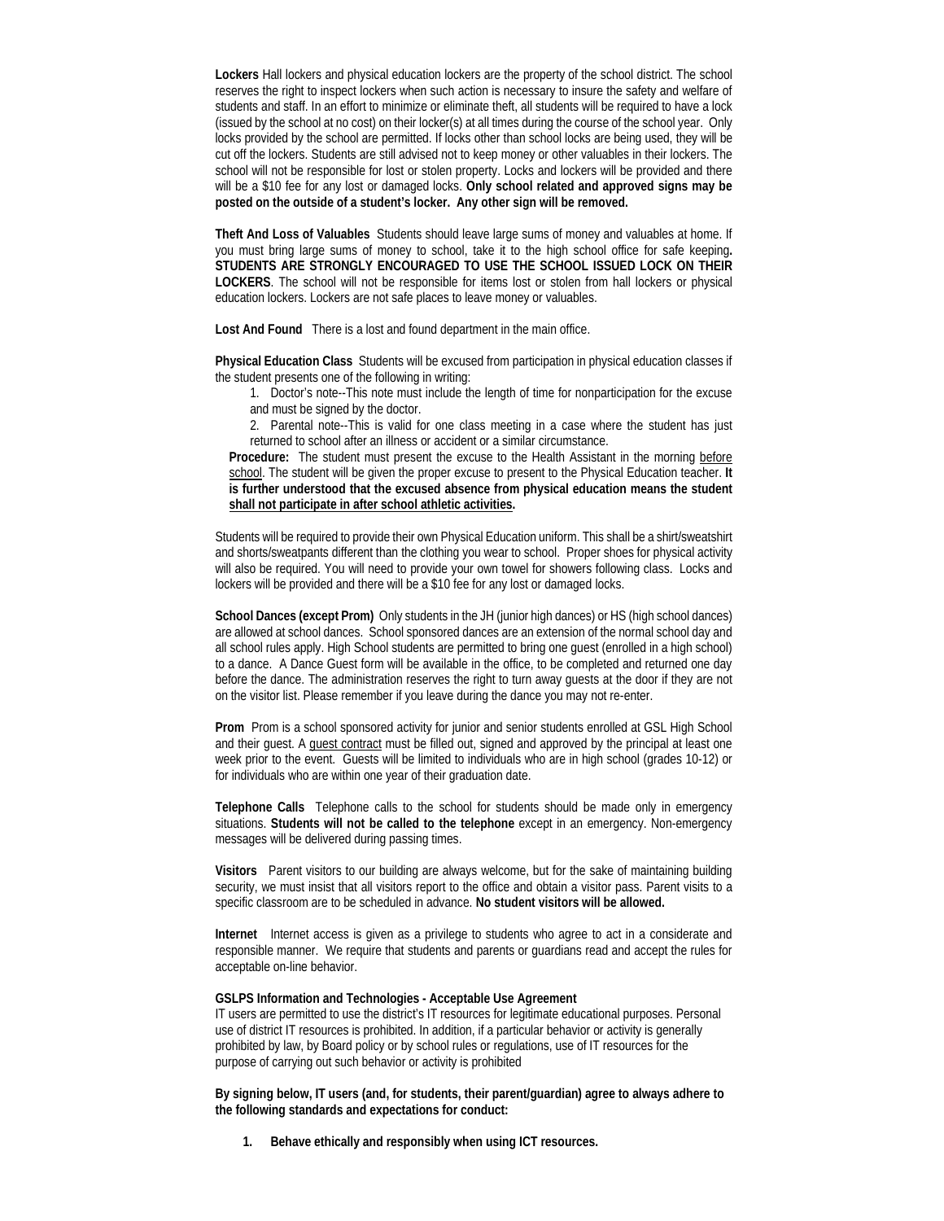**Lockers** Hall lockers and physical education lockers are the property of the school district. The school reserves the right to inspect lockers when such action is necessary to insure the safety and welfare of students and staff. In an effort to minimize or eliminate theft, all students will be required to have a lock (issued by the school at no cost) on their locker(s) at all times during the course of the school year. Only locks provided by the school are permitted. If locks other than school locks are being used, they will be cut off the lockers. Students are still advised not to keep money or other valuables in their lockers. The school will not be responsible for lost or stolen property. Locks and lockers will be provided and there will be a $10 fee for any lost or damaged locks. **Only school related and approved signs may be posted on the outside of a student's locker. Any other sign will be removed.**

**Theft And Loss of Valuables** Students should leave large sums of money and valuables at home. If you must bring large sums of money to school, take it to the high school office for safe keeping**. STUDENTS ARE STRONGLY ENCOURAGED TO USE THE SCHOOL ISSUED LOCK ON THEIR LOCKERS**. The school will not be responsible for items lost or stolen from hall lockers or physical education lockers. Lockers are not safe places to leave money or valuables.

**Lost And Found** There is a lost and found department in the main office.

**Physical Education Class** Students will be excused from participation in physical education classes if the student presents one of the following in writing:

1. Doctor's note--This note must include the length of time for nonparticipation for the excuse and must be signed by the doctor.
2. Parental note--This is valid for one class meeting in a case where the student has just returned to school after an illness or accident or a similar circumstance.

**Procedure:** The student must present the excuse to the Health Assistant in the morning before school. The student will be given the proper excuse to present to the Physical Education teacher. **It is further understood that the excused absence from physical education means the student shall not participate in after school athletic activities.**

Students will be required to provide their own Physical Education uniform. This shall be a shirt/sweatshirt and shorts/sweatpants different than the clothing you wear to school. Proper shoes for physical activity will also be required. You will need to provide your own towel for showers following class. Locks and lockers will be provided and there will be a $10 fee for any lost or damaged locks.

**School Dances (except Prom)** Only students in the JH (junior high dances) or HS (high school dances) are allowed at school dances. School sponsored dances are an extension of the normal school day and all school rules apply. High School students are permitted to bring one guest (enrolled in a high school) to a dance. A Dance Guest form will be available in the office, to be completed and returned one day before the dance. The administration reserves the right to turn away guests at the door if they are not on the visitor list. Please remember if you leave during the dance you may not re-enter.

**Prom** Prom is a school sponsored activity for junior and senior students enrolled at GSL High School and their guest. A guest contract must be filled out, signed and approved by the principal at least one week prior to the event. Guests will be limited to individuals who are in high school (grades 10-12) or for individuals who are within one year of their graduation date.

**Telephone Calls** Telephone calls to the school for students should be made only in emergency situations. **Students will not be called to the telephone** except in an emergency. Non-emergency messages will be delivered during passing times.

**Visitors** Parent visitors to our building are always welcome, but for the sake of maintaining building security, we must insist that all visitors report to the office and obtain a visitor pass. Parent visits to a specific classroom are to be scheduled in advance. **No student visitors will be allowed.**

**Internet** Internet access is given as a privilege to students who agree to act in a considerate and responsible manner. We require that students and parents or guardians read and accept the rules for acceptable on-line behavior.

**GSLPS Information and Technologies - Acceptable Use Agreement**

IT users are permitted to use the district's IT resources for legitimate educational purposes. Personal use of district IT resources is prohibited. In addition, if a particular behavior or activity is generally prohibited by law, by Board policy or by school rules or regulations, use of IT resources for the purpose of carrying out such behavior or activity is prohibited

**By signing below, IT users (and, for students, their parent/guardian) agree to always adhere to the following standards and expectations for conduct:**

1. **Behave ethically and responsibly when using ICT resources.**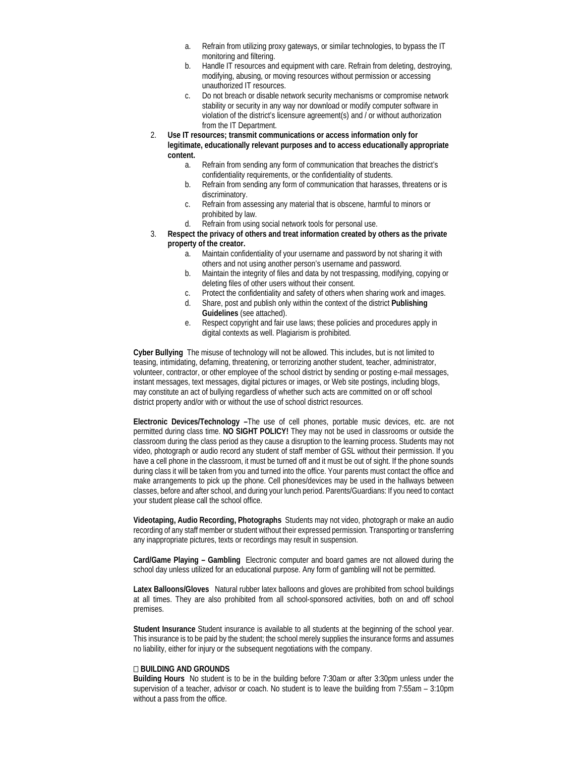a. Refrain from utilizing proxy gateways, or similar technologies, to bypass the IT monitoring and filtering.
   b. Handle IT resources and equipment with care. Refrain from deleting, destroying, modifying, abusing, or moving resources without permission or accessing unauthorized IT resources.
   c. Do not breach or disable network security mechanisms or compromise network stability or security in any way nor download or modify computer software in violation of the district's licensure agreement(s) and / or without authorization from the IT Department.
2. **Use IT resources; transmit communications or access information only for legitimate, educationally relevant purposes and to access educationally appropriate content.**
   a. Refrain from sending any form of communication that breaches the district's confidentiality requirements, or the confidentiality of students.
   b. Refrain from sending any form of communication that harasses, threatens or is discriminatory.
   c. Refrain from assessing any material that is obscene, harmful to minors or prohibited by law.
   d. Refrain from using social network tools for personal use.
3. **Respect the privacy of others and treat information created by others as the private property of the creator.**
   a. Maintain confidentiality of your username and password by not sharing it with others and not using another person's username and password.
   b. Maintain the integrity of files and data by not trespassing, modifying, copying or deleting files of other users without their consent.
   c. Protect the confidentiality and safety of others when sharing work and images.
   d. Share, post and publish only within the context of the district **Publishing Guidelines** (see attached).
   e. Respect copyright and fair use laws; these policies and procedures apply in digital contexts as well. Plagiarism is prohibited.

**Cyber Bullying** The misuse of technology will not be allowed. This includes, but is not limited to teasing, intimidating, defaming, threatening, or terrorizing another student, teacher, administrator, volunteer, contractor, or other employee of the school district by sending or posting e-mail messages, instant messages, text messages, digital pictures or images, or Web site postings, including blogs, may constitute an act of bullying regardless of whether such acts are committed on or off school district property and/or with or without the use of school district resources.

**Electronic Devices/Technology –**The use of cell phones, portable music devices, etc. are not permitted during class time. **NO SIGHT POLICY!** They may not be used in classrooms or outside the classroom during the class period as they cause a disruption to the learning process. Students may not video, photograph or audio record any student of staff member of GSL without their permission. If you have a cell phone in the classroom, it must be turned off and it must be out of sight. If the phone sounds during class it will be taken from you and turned into the office. Your parents must contact the office and make arrangements to pick up the phone. Cell phones/devices may be used in the hallways between classes, before and after school, and during your lunch period. Parents/Guardians: If you need to contact your student please call the school office.

**Videotaping, Audio Recording, Photographs** Students may not video, photograph or make an audio recording of any staff member or student without their expressed permission. Transporting or transferring any inappropriate pictures, texts or recordings may result in suspension.

**Card/Game Playing – Gambling** Electronic computer and board games are not allowed during the school day unless utilized for an educational purpose. Any form of gambling will not be permitted.

**Latex Balloons/Gloves** Natural rubber latex balloons and gloves are prohibited from school buildings at all times. They are also prohibited from all school-sponsored activities, both on and off school premises.

**Student Insurance** Student insurance is available to all students at the beginning of the school year. This insurance is to be paid by the student; the school merely supplies the insurance forms and assumes no liability, either for injury or the subsequent negotiations with the company.

**BUILDING AND GROUNDS**

**Building Hours** No student is to be in the building before 7:30am or after 3:30pm unless under the supervision of a teacher, advisor or coach. No student is to leave the building from 7:55am – 3:10pm without a pass from the office.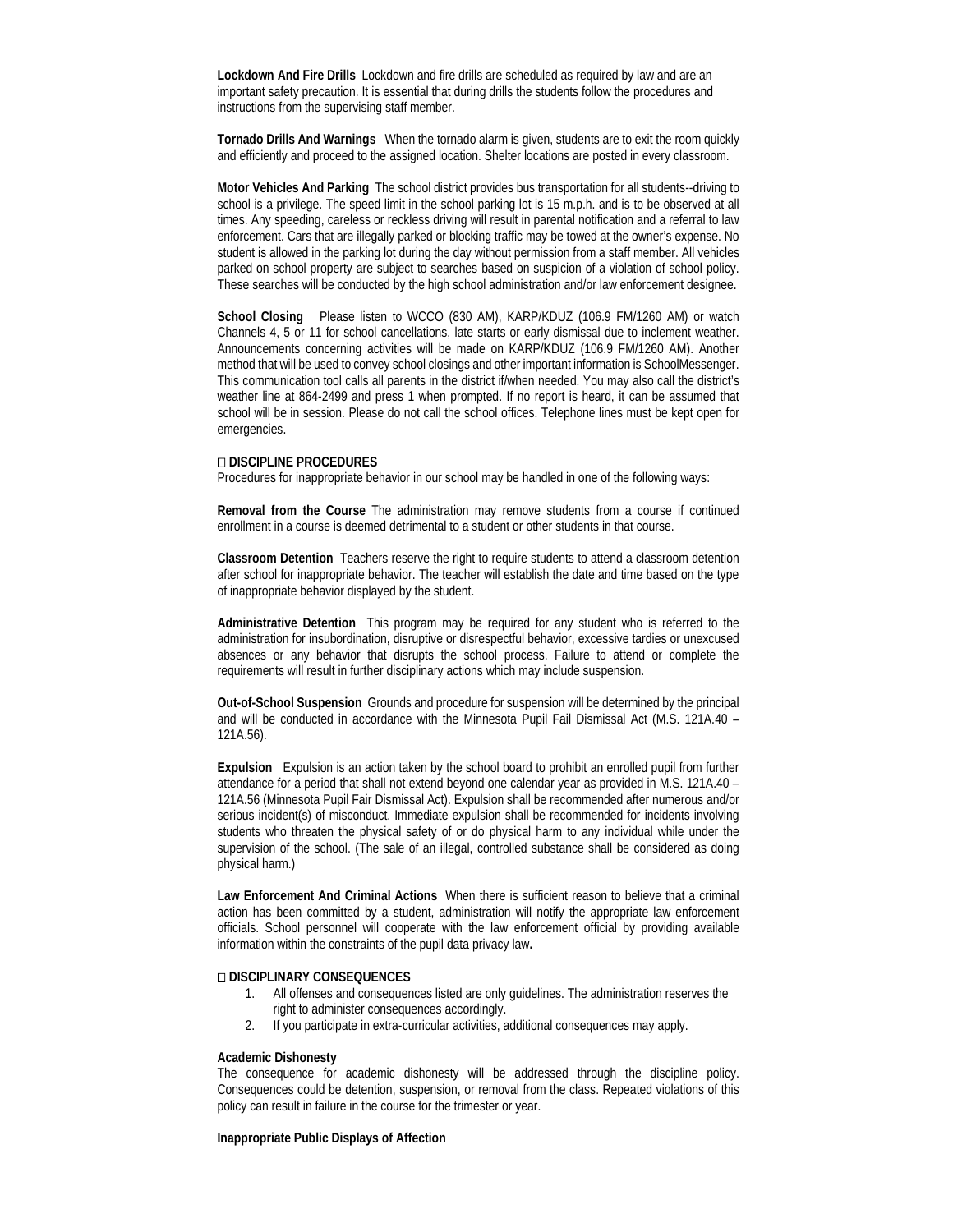**Lockdown And Fire Drills** Lockdown and fire drills are scheduled as required by law and are an important safety precaution. It is essential that during drills the students follow the procedures and instructions from the supervising staff member.

**Tornado Drills And Warnings** When the tornado alarm is given, students are to exit the room quickly and efficiently and proceed to the assigned location. Shelter locations are posted in every classroom.

**Motor Vehicles And Parking** The school district provides bus transportation for all students--driving to school is a privilege. The speed limit in the school parking lot is 15 m.p.h. and is to be observed at all times. Any speeding, careless or reckless driving will result in parental notification and a referral to law enforcement. Cars that are illegally parked or blocking traffic may be towed at the owner's expense. No student is allowed in the parking lot during the day without permission from a staff member. All vehicles parked on school property are subject to searches based on suspicion of a violation of school policy. These searches will be conducted by the high school administration and/or law enforcement designee.

**School Closing** Please listen to WCCO (830 AM), KARP/KDUZ (106.9 FM/1260 AM) or watch Channels 4, 5 or 11 for school cancellations, late starts or early dismissal due to inclement weather. Announcements concerning activities will be made on KARP/KDUZ (106.9 FM/1260 AM). Another method that will be used to convey school closings and other important information is SchoolMessenger. This communication tool calls all parents in the district if/when needed. You may also call the district's weather line at 864-2499 and press 1 when prompted. If no report is heard, it can be assumed that school will be in session. Please do not call the school offices. Telephone lines must be kept open for emergencies.

## DISCIPLINE PROCEDURES

Procedures for inappropriate behavior in our school may be handled in one of the following ways:

**Removal from the Course** The administration may remove students from a course if continued enrollment in a course is deemed detrimental to a student or other students in that course.

**Classroom Detention** Teachers reserve the right to require students to attend a classroom detention after school for inappropriate behavior. The teacher will establish the date and time based on the type of inappropriate behavior displayed by the student.

**Administrative Detention** This program may be required for any student who is referred to the administration for insubordination, disruptive or disrespectful behavior, excessive tardies or unexcused absences or any behavior that disrupts the school process. Failure to attend or complete the requirements will result in further disciplinary actions which may include suspension.

**Out-of-School Suspension** Grounds and procedure for suspension will be determined by the principal and will be conducted in accordance with the Minnesota Pupil Fail Dismissal Act (M.S. 121A.40 – 121A.56).

**Expulsion** Expulsion is an action taken by the school board to prohibit an enrolled pupil from further attendance for a period that shall not extend beyond one calendar year as provided in M.S. 121A.40 – 121A.56 (Minnesota Pupil Fair Dismissal Act). Expulsion shall be recommended after numerous and/or serious incident(s) of misconduct. Immediate expulsion shall be recommended for incidents involving students who threaten the physical safety of or do physical harm to any individual while under the supervision of the school. (The sale of an illegal, controlled substance shall be considered as doing physical harm.)

**Law Enforcement And Criminal Actions** When there is sufficient reason to believe that a criminal action has been committed by a student, administration will notify the appropriate law enforcement officials. School personnel will cooperate with the law enforcement official by providing available information within the constraints of the pupil data privacy law**.**

## DISCIPLINARY CONSEQUENCES

1. All offenses and consequences listed are only guidelines. The administration reserves the right to administer consequences accordingly.
2. If you participate in extra-curricular activities, additional consequences may apply.

**Academic Dishonesty**

The consequence for academic dishonesty will be addressed through the discipline policy. Consequences could be detention, suspension, or removal from the class. Repeated violations of this policy can result in failure in the course for the trimester or year.

**Inappropriate Public Displays of Affection**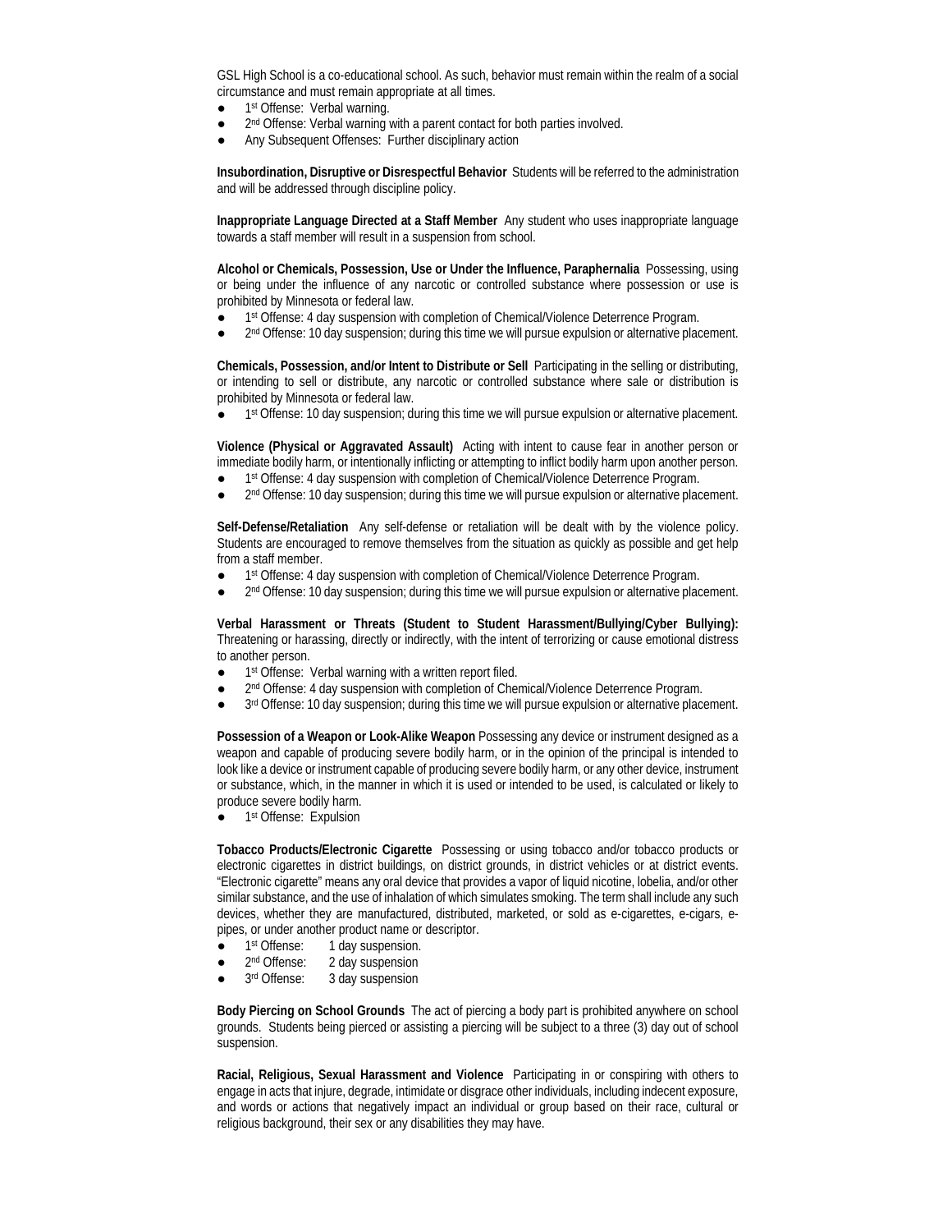GSL High School is a co-educational school. As such, behavior must remain within the realm of a social circumstance and must remain appropriate at all times.

- 1st Offense: Verbal warning.
- 2nd Offense: Verbal warning with a parent contact for both parties involved.
- Any Subsequent Offenses: Further disciplinary action

**Insubordination, Disruptive or Disrespectful Behavior** Students will be referred to the administration and will be addressed through discipline policy.

**Inappropriate Language Directed at a Staff Member** Any student who uses inappropriate language towards a staff member will result in a suspension from school.

**Alcohol or Chemicals, Possession, Use or Under the Influence, Paraphernalia** Possessing, using or being under the influence of any narcotic or controlled substance where possession or use is prohibited by Minnesota or federal law.

- 1st Offense: 4 day suspension with completion of Chemical/Violence Deterrence Program.
- 2nd Offense: 10 day suspension; during this time we will pursue expulsion or alternative placement.

**Chemicals, Possession, and/or Intent to Distribute or Sell** Participating in the selling or distributing, or intending to sell or distribute, any narcotic or controlled substance where sale or distribution is prohibited by Minnesota or federal law.

- 1st Offense: 10 day suspension; during this time we will pursue expulsion or alternative placement.

**Violence (Physical or Aggravated Assault)** Acting with intent to cause fear in another person or immediate bodily harm, or intentionally inflicting or attempting to inflict bodily harm upon another person.

- 1st Offense: 4 day suspension with completion of Chemical/Violence Deterrence Program.
- 2nd Offense: 10 day suspension; during this time we will pursue expulsion or alternative placement.

**Self-Defense/Retaliation** Any self-defense or retaliation will be dealt with by the violence policy. Students are encouraged to remove themselves from the situation as quickly as possible and get help from a staff member.

- 1st Offense: 4 day suspension with completion of Chemical/Violence Deterrence Program.
- 2nd Offense: 10 day suspension; during this time we will pursue expulsion or alternative placement.

**Verbal Harassment or Threats (Student to Student Harassment/Bullying/Cyber Bullying):** Threatening or harassing, directly or indirectly, with the intent of terrorizing or cause emotional distress to another person.

- 1st Offense: Verbal warning with a written report filed.
- 2nd Offense: 4 day suspension with completion of Chemical/Violence Deterrence Program.
- 3rd Offense: 10 day suspension; during this time we will pursue expulsion or alternative placement.

**Possession of a Weapon or Look-Alike Weapon** Possessing any device or instrument designed as a weapon and capable of producing severe bodily harm, or in the opinion of the principal is intended to look like a device or instrument capable of producing severe bodily harm, or any other device, instrument or substance, which, in the manner in which it is used or intended to be used, is calculated or likely to produce severe bodily harm.

- 1st Offense: Expulsion

**Tobacco Products/Electronic Cigarette** Possessing or using tobacco and/or tobacco products or electronic cigarettes in district buildings, on district grounds, in district vehicles or at district events. "Electronic cigarette" means any oral device that provides a vapor of liquid nicotine, lobelia, and/or other similar substance, and the use of inhalation of which simulates smoking. The term shall include any such devices, whether they are manufactured, distributed, marketed, or sold as e-cigarettes, e-cigars, e-pipes, or under another product name or descriptor.

- 1st Offense: 1 day suspension.
- 2nd Offense: 2 day suspension
- 3rd Offense: 3 day suspension

**Body Piercing on School Grounds** The act of piercing a body part is prohibited anywhere on school grounds. Students being pierced or assisting a piercing will be subject to a three (3) day out of school suspension.

**Racial, Religious, Sexual Harassment and Violence** Participating in or conspiring with others to engage in acts that injure, degrade, intimidate or disgrace other individuals, including indecent exposure, and words or actions that negatively impact an individual or group based on their race, cultural or religious background, their sex or any disabilities they may have.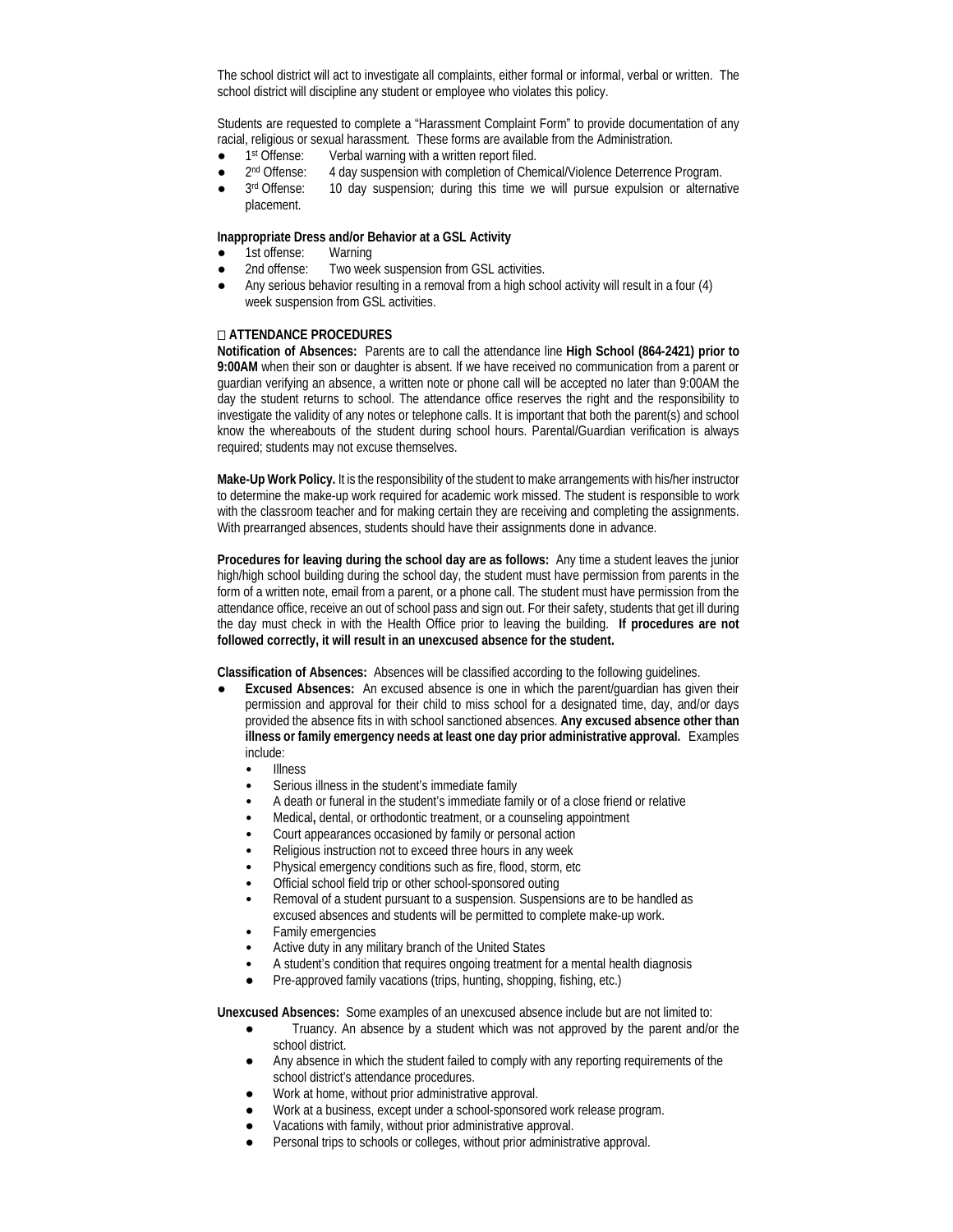The school district will act to investigate all complaints, either formal or informal, verbal or written. The school district will discipline any student or employee who violates this policy.

Students are requested to complete a "Harassment Complaint Form" to provide documentation of any racial, religious or sexual harassment. These forms are available from the Administration.

- 1st Offense: Verbal warning with a written report filed.
- 2nd Offense: 4 day suspension with completion of Chemical/Violence Deterrence Program.
- 3rd Offense: 10 day suspension; during this time we will pursue expulsion or alternative placement.

**Inappropriate Dress and/or Behavior at a GSL Activity**

- 1st offense: Warning
- 2nd offense: Two week suspension from GSL activities.
- Any serious behavior resulting in a removal from a high school activity will result in a four (4) week suspension from GSL activities.

**ATTENDANCE PROCEDURES**

**Notification of Absences:** Parents are to call the attendance line **High School (864-2421) prior to 9:00AM** when their son or daughter is absent. If we have received no communication from a parent or guardian verifying an absence, a written note or phone call will be accepted no later than 9:00AM the day the student returns to school. The attendance office reserves the right and the responsibility to investigate the validity of any notes or telephone calls. It is important that both the parent(s) and school know the whereabouts of the student during school hours. Parental/Guardian verification is always required; students may not excuse themselves.

**Make-Up Work Policy.** It is the responsibility of the student to make arrangements with his/her instructor to determine the make-up work required for academic work missed. The student is responsible to work with the classroom teacher and for making certain they are receiving and completing the assignments. With prearranged absences, students should have their assignments done in advance.

**Procedures for leaving during the school day are as follows:** Any time a student leaves the junior high/high school building during the school day, the student must have permission from parents in the form of a written note, email from a parent, or a phone call. The student must have permission from the attendance office, receive an out of school pass and sign out. For their safety, students that get ill during the day must check in with the Health Office prior to leaving the building. **If procedures are not followed correctly, it will result in an unexcused absence for the student.**

**Classification of Absences:** Absences will be classified according to the following guidelines.

- **Excused Absences:** An excused absence is one in which the parent/guardian has given their permission and approval for their child to miss school for a designated time, day, and/or days provided the absence fits in with school sanctioned absences. **Any excused absence other than illness or family emergency needs at least one day prior administrative approval.** Examples include:
  - Illness
  - Serious illness in the student's immediate family
  - A death or funeral in the student's immediate family or of a close friend or relative
  - Medical, dental, or orthodontic treatment, or a counseling appointment
  - Court appearances occasioned by family or personal action
  - Religious instruction not to exceed three hours in any week
  - Physical emergency conditions such as fire, flood, storm, etc
  - Official school field trip or other school-sponsored outing
  - Removal of a student pursuant to a suspension. Suspensions are to be handled as excused absences and students will be permitted to complete make-up work.
  - Family emergencies
  - Active duty in any military branch of the United States
  - A student's condition that requires ongoing treatment for a mental health diagnosis
  - Pre-approved family vacations (trips, hunting, shopping, fishing, etc.)

**Unexcused Absences:** Some examples of an unexcused absence include but are not limited to:

- Truancy. An absence by a student which was not approved by the parent and/or the school district.
- Any absence in which the student failed to comply with any reporting requirements of the school district's attendance procedures.
- Work at home, without prior administrative approval.
- Work at a business, except under a school-sponsored work release program.
- Vacations with family, without prior administrative approval.
- Personal trips to schools or colleges, without prior administrative approval.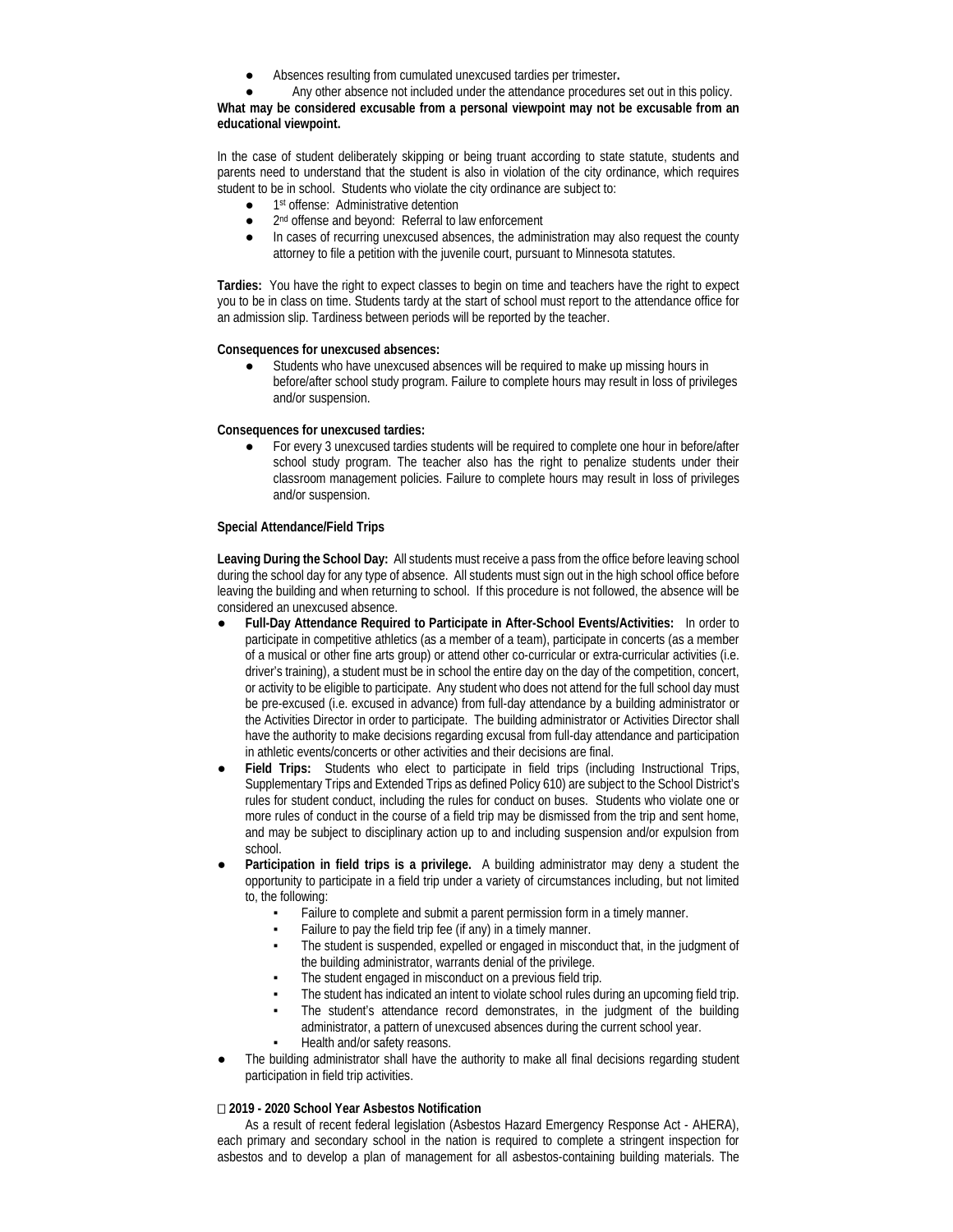- Absences resulting from cumulated unexcused tardies per trimester**.**
- Any other absence not included under the attendance procedures set out in this policy.

**What may be considered excusable from a personal viewpoint may not be excusable from an educational viewpoint.**

In the case of student deliberately skipping or being truant according to state statute, students and parents need to understand that the student is also in violation of the city ordinance, which requires student to be in school. Students who violate the city ordinance are subject to:

- 1st offense: Administrative detention
- 2nd offense and beyond: Referral to law enforcement
- In cases of recurring unexcused absences, the administration may also request the county attorney to file a petition with the juvenile court, pursuant to Minnesota statutes.

**Tardies:** You have the right to expect classes to begin on time and teachers have the right to expect you to be in class on time. Students tardy at the start of school must report to the attendance office for an admission slip. Tardiness between periods will be reported by the teacher.

**Consequences for unexcused absences:**

- Students who have unexcused absences will be required to make up missing hours in before/after school study program. Failure to complete hours may result in loss of privileges and/or suspension.

**Consequences for unexcused tardies:**

- For every 3 unexcused tardies students will be required to complete one hour in before/after school study program. The teacher also has the right to penalize students under their classroom management policies. Failure to complete hours may result in loss of privileges and/or suspension.

**Special Attendance/Field Trips**

**Leaving During the School Day:** All students must receive a pass from the office before leaving school during the school day for any type of absence. All students must sign out in the high school office before leaving the building and when returning to school. If this procedure is not followed, the absence will be considered an unexcused absence.

- **Full-Day Attendance Required to Participate in After-School Events/Activities:** In order to participate in competitive athletics (as a member of a team), participate in concerts (as a member of a musical or other fine arts group) or attend other co-curricular or extra-curricular activities (i.e. driver's training), a student must be in school the entire day on the day of the competition, concert, or activity to be eligible to participate. Any student who does not attend for the full school day must be pre-excused (i.e. excused in advance) from full-day attendance by a building administrator or the Activities Director in order to participate. The building administrator or Activities Director shall have the authority to make decisions regarding excusal from full-day attendance and participation in athletic events/concerts or other activities and their decisions are final.
- **Field Trips:** Students who elect to participate in field trips (including Instructional Trips, Supplementary Trips and Extended Trips as defined Policy 610) are subject to the School District's rules for student conduct, including the rules for conduct on buses. Students who violate one or more rules of conduct in the course of a field trip may be dismissed from the trip and sent home, and may be subject to disciplinary action up to and including suspension and/or expulsion from school.
- **Participation in field trips is a privilege.** A building administrator may deny a student the opportunity to participate in a field trip under a variety of circumstances including, but not limited to, the following:
  - Failure to complete and submit a parent permission form in a timely manner.
  - Failure to pay the field trip fee (if any) in a timely manner.
  - The student is suspended, expelled or engaged in misconduct that, in the judgment of the building administrator, warrants denial of the privilege.
  - The student engaged in misconduct on a previous field trip.
  - The student has indicated an intent to violate school rules during an upcoming field trip.
  - The student's attendance record demonstrates, in the judgment of the building administrator, a pattern of unexcused absences during the current school year.
  - Health and/or safety reasons.
- The building administrator shall have the authority to make all final decisions regarding student participation in field trip activities.

**2019 - 2020 School Year Asbestos Notification**

As a result of recent federal legislation (Asbestos Hazard Emergency Response Act - AHERA), each primary and secondary school in the nation is required to complete a stringent inspection for asbestos and to develop a plan of management for all asbestos-containing building materials. The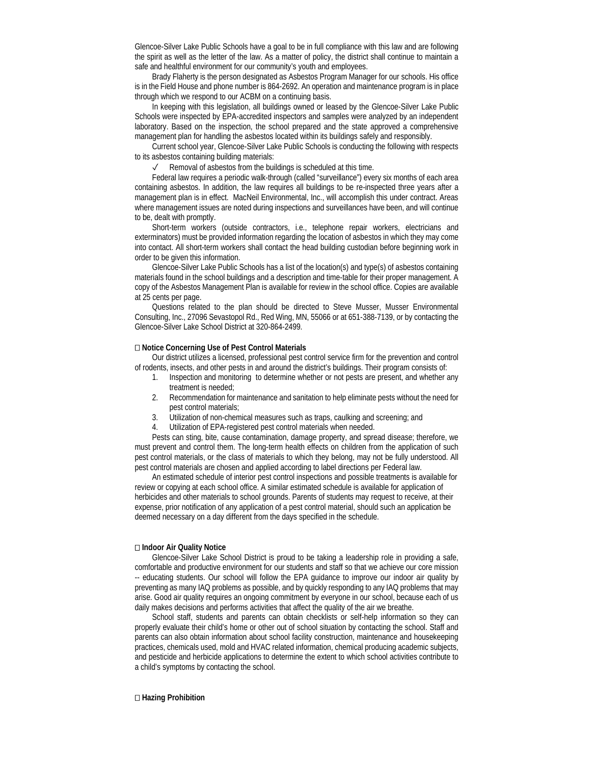Glencoe-Silver Lake Public Schools have a goal to be in full compliance with this law and are following the spirit as well as the letter of the law. As a matter of policy, the district shall continue to maintain a safe and healthful environment for our community's youth and employees.

Brady Flaherty is the person designated as Asbestos Program Manager for our schools. His office is in the Field House and phone number is 864-2692. An operation and maintenance program is in place through which we respond to our ACBM on a continuing basis.

In keeping with this legislation, all buildings owned or leased by the Glencoe-Silver Lake Public Schools were inspected by EPA-accredited inspectors and samples were analyzed by an independent laboratory. Based on the inspection, the school prepared and the state approved a comprehensive management plan for handling the asbestos located within its buildings safely and responsibly.

Current school year, Glencoe-Silver Lake Public Schools is conducting the following with respects to its asbestos containing building materials:

✓ Removal of asbestos from the buildings is scheduled at this time.

Federal law requires a periodic walk-through (called "surveillance") every six months of each area containing asbestos. In addition, the law requires all buildings to be re-inspected three years after a management plan is in effect. MacNeil Environmental, Inc., will accomplish this under contract. Areas where management issues are noted during inspections and surveillances have been, and will continue to be, dealt with promptly.

Short-term workers (outside contractors, i.e., telephone repair workers, electricians and exterminators) must be provided information regarding the location of asbestos in which they may come into contact. All short-term workers shall contact the head building custodian before beginning work in order to be given this information.

Glencoe-Silver Lake Public Schools has a list of the location(s) and type(s) of asbestos containing materials found in the school buildings and a description and time-table for their proper management. A copy of the Asbestos Management Plan is available for review in the school office. Copies are available at 25 cents per page.

Questions related to the plan should be directed to Steve Musser, Musser Environmental Consulting, Inc., 27096 Sevastopol Rd., Red Wing, MN, 55066 or at 651-388-7139, or by contacting the Glencoe-Silver Lake School District at 320-864-2499.

**□ Notice Concerning Use of Pest Control Materials**

Our district utilizes a licensed, professional pest control service firm for the prevention and control of rodents, insects, and other pests in and around the district's buildings. Their program consists of:

1. Inspection and monitoring to determine whether or not pests are present, and whether any treatment is needed;
2. Recommendation for maintenance and sanitation to help eliminate pests without the need for pest control materials;
3. Utilization of non-chemical measures such as traps, caulking and screening; and
4. Utilization of EPA-registered pest control materials when needed.

Pests can sting, bite, cause contamination, damage property, and spread disease; therefore, we must prevent and control them. The long-term health effects on children from the application of such pest control materials, or the class of materials to which they belong, may not be fully understood. All pest control materials are chosen and applied according to label directions per Federal law.

An estimated schedule of interior pest control inspections and possible treatments is available for review or copying at each school office. A similar estimated schedule is available for application of herbicides and other materials to school grounds. Parents of students may request to receive, at their expense, prior notification of any application of a pest control material, should such an application be deemed necessary on a day different from the days specified in the schedule.

**□ Indoor Air Quality Notice**

Glencoe-Silver Lake School District is proud to be taking a leadership role in providing a safe, comfortable and productive environment for our students and staff so that we achieve our core mission -- educating students. Our school will follow the EPA guidance to improve our indoor air quality by preventing as many IAQ problems as possible, and by quickly responding to any IAQ problems that may arise. Good air quality requires an ongoing commitment by everyone in our school, because each of us daily makes decisions and performs activities that affect the quality of the air we breathe.

School staff, students and parents can obtain checklists or self-help information so they can properly evaluate their child's home or other out of school situation by contacting the school. Staff and parents can also obtain information about school facility construction, maintenance and housekeeping practices, chemicals used, mold and HVAC related information, chemical producing academic subjects, and pesticide and herbicide applications to determine the extent to which school activities contribute to a child's symptoms by contacting the school.

**□ Hazing Prohibition**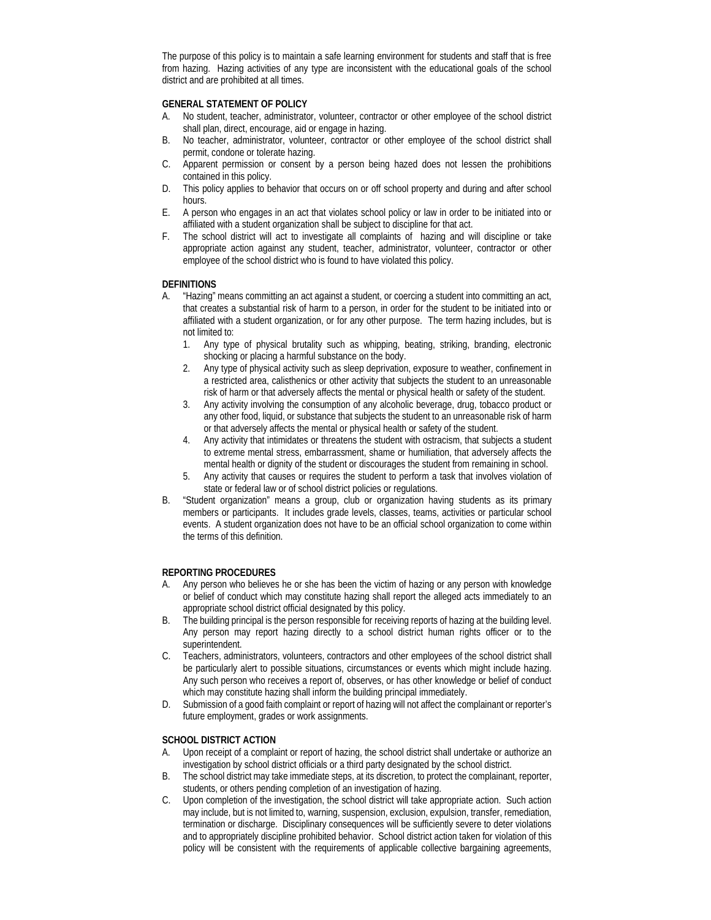The purpose of this policy is to maintain a safe learning environment for students and staff that is free from hazing. Hazing activities of any type are inconsistent with the educational goals of the school district and are prohibited at all times.

**GENERAL STATEMENT OF POLICY**

A. No student, teacher, administrator, volunteer, contractor or other employee of the school district shall plan, direct, encourage, aid or engage in hazing.

B. No teacher, administrator, volunteer, contractor or other employee of the school district shall permit, condone or tolerate hazing.

C. Apparent permission or consent by a person being hazed does not lessen the prohibitions contained in this policy.

D. This policy applies to behavior that occurs on or off school property and during and after school hours.

E. A person who engages in an act that violates school policy or law in order to be initiated into or affiliated with a student organization shall be subject to discipline for that act.

F. The school district will act to investigate all complaints of hazing and will discipline or take appropriate action against any student, teacher, administrator, volunteer, contractor or other employee of the school district who is found to have violated this policy.

**DEFINITIONS**

A. "Hazing" means committing an act against a student, or coercing a student into committing an act, that creates a substantial risk of harm to a person, in order for the student to be initiated into or affiliated with a student organization, or for any other purpose. The term hazing includes, but is not limited to:

   1. Any type of physical brutality such as whipping, beating, striking, branding, electronic shocking or placing a harmful substance on the body.
   2. Any type of physical activity such as sleep deprivation, exposure to weather, confinement in a restricted area, calisthenics or other activity that subjects the student to an unreasonable risk of harm or that adversely affects the mental or physical health or safety of the student.
   3. Any activity involving the consumption of any alcoholic beverage, drug, tobacco product or any other food, liquid, or substance that subjects the student to an unreasonable risk of harm or that adversely affects the mental or physical health or safety of the student.
   4. Any activity that intimidates or threatens the student with ostracism, that subjects a student to extreme mental stress, embarrassment, shame or humiliation, that adversely affects the mental health or dignity of the student or discourages the student from remaining in school.
   5. Any activity that causes or requires the student to perform a task that involves violation of state or federal law or of school district policies or regulations.

B. "Student organization" means a group, club or organization having students as its primary members or participants. It includes grade levels, classes, teams, activities or particular school events. A student organization does not have to be an official school organization to come within the terms of this definition.

**REPORTING PROCEDURES**

A. Any person who believes he or she has been the victim of hazing or any person with knowledge or belief of conduct which may constitute hazing shall report the alleged acts immediately to an appropriate school district official designated by this policy.

B. The building principal is the person responsible for receiving reports of hazing at the building level. Any person may report hazing directly to a school district human rights officer or to the superintendent.

C. Teachers, administrators, volunteers, contractors and other employees of the school district shall be particularly alert to possible situations, circumstances or events which might include hazing. Any such person who receives a report of, observes, or has other knowledge or belief of conduct which may constitute hazing shall inform the building principal immediately.

D. Submission of a good faith complaint or report of hazing will not affect the complainant or reporter's future employment, grades or work assignments.

**SCHOOL DISTRICT ACTION**

A. Upon receipt of a complaint or report of hazing, the school district shall undertake or authorize an investigation by school district officials or a third party designated by the school district.

B. The school district may take immediate steps, at its discretion, to protect the complainant, reporter, students, or others pending completion of an investigation of hazing.

C. Upon completion of the investigation, the school district will take appropriate action. Such action may include, but is not limited to, warning, suspension, exclusion, expulsion, transfer, remediation, termination or discharge. Disciplinary consequences will be sufficiently severe to deter violations and to appropriately discipline prohibited behavior. School district action taken for violation of this policy will be consistent with the requirements of applicable collective bargaining agreements,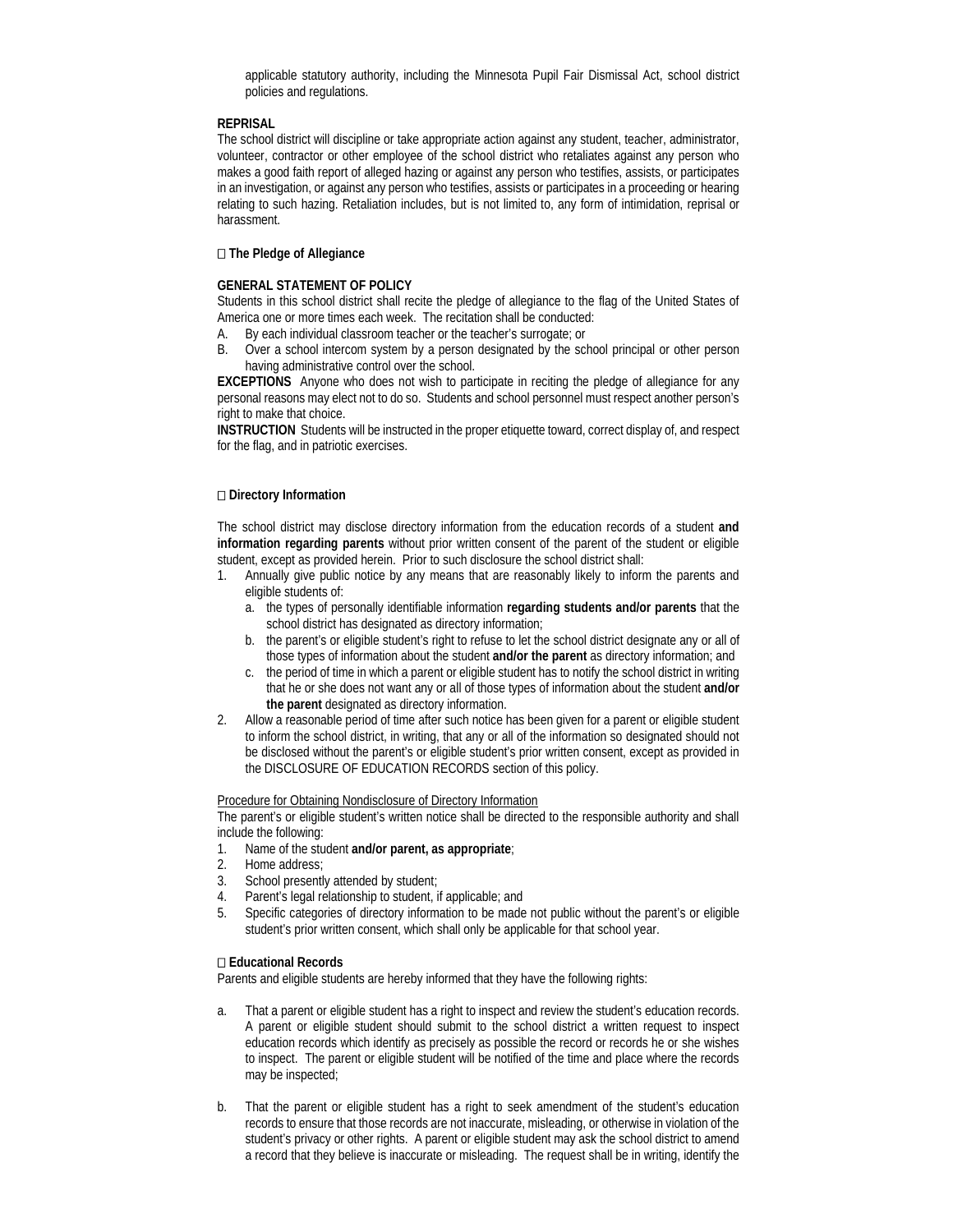applicable statutory authority, including the Minnesota Pupil Fair Dismissal Act, school district policies and regulations.

**REPRISAL**

The school district will discipline or take appropriate action against any student, teacher, administrator, volunteer, contractor or other employee of the school district who retaliates against any person who makes a good faith report of alleged hazing or against any person who testifies, assists, or participates in an investigation, or against any person who testifies, assists or participates in a proceeding or hearing relating to such hazing. Retaliation includes, but is not limited to, any form of intimidation, reprisal or harassment.

### □ The Pledge of Allegiance

**GENERAL STATEMENT OF POLICY**

Students in this school district shall recite the pledge of allegiance to the flag of the United States of America one or more times each week. The recitation shall be conducted:

A. By each individual classroom teacher or the teacher's surrogate; or
B. Over a school intercom system by a person designated by the school principal or other person having administrative control over the school.

**EXCEPTIONS** Anyone who does not wish to participate in reciting the pledge of allegiance for any personal reasons may elect not to do so. Students and school personnel must respect another person's right to make that choice.

**INSTRUCTION** Students will be instructed in the proper etiquette toward, correct display of, and respect for the flag, and in patriotic exercises.

### □ Directory Information

The school district may disclose directory information from the education records of a student **and information regarding parents** without prior written consent of the parent of the student or eligible student, except as provided herein. Prior to such disclosure the school district shall:

1. Annually give public notice by any means that are reasonably likely to inform the parents and eligible students of:
   a. the types of personally identifiable information **regarding students and/or parents** that the school district has designated as directory information;
   b. the parent's or eligible student's right to refuse to let the school district designate any or all of those types of information about the student **and/or the parent** as directory information; and
   c. the period of time in which a parent or eligible student has to notify the school district in writing that he or she does not want any or all of those types of information about the student **and/or the parent** designated as directory information.
2. Allow a reasonable period of time after such notice has been given for a parent or eligible student to inform the school district, in writing, that any or all of the information so designated should not be disclosed without the parent's or eligible student's prior written consent, except as provided in the DISCLOSURE OF EDUCATION RECORDS section of this policy.

<u>Procedure for Obtaining Nondisclosure of Directory Information</u>

The parent's or eligible student's written notice shall be directed to the responsible authority and shall include the following:

1. Name of the student **and/or parent, as appropriate**;
2. Home address;
3. School presently attended by student;
4. Parent's legal relationship to student, if applicable; and
5. Specific categories of directory information to be made not public without the parent's or eligible student's prior written consent, which shall only be applicable for that school year.

### □ Educational Records

Parents and eligible students are hereby informed that they have the following rights:

a. That a parent or eligible student has a right to inspect and review the student's education records. A parent or eligible student should submit to the school district a written request to inspect education records which identify as precisely as possible the record or records he or she wishes to inspect. The parent or eligible student will be notified of the time and place where the records may be inspected;

b. That the parent or eligible student has a right to seek amendment of the student's education records to ensure that those records are not inaccurate, misleading, or otherwise in violation of the student's privacy or other rights. A parent or eligible student may ask the school district to amend a record that they believe is inaccurate or misleading. The request shall be in writing, identify the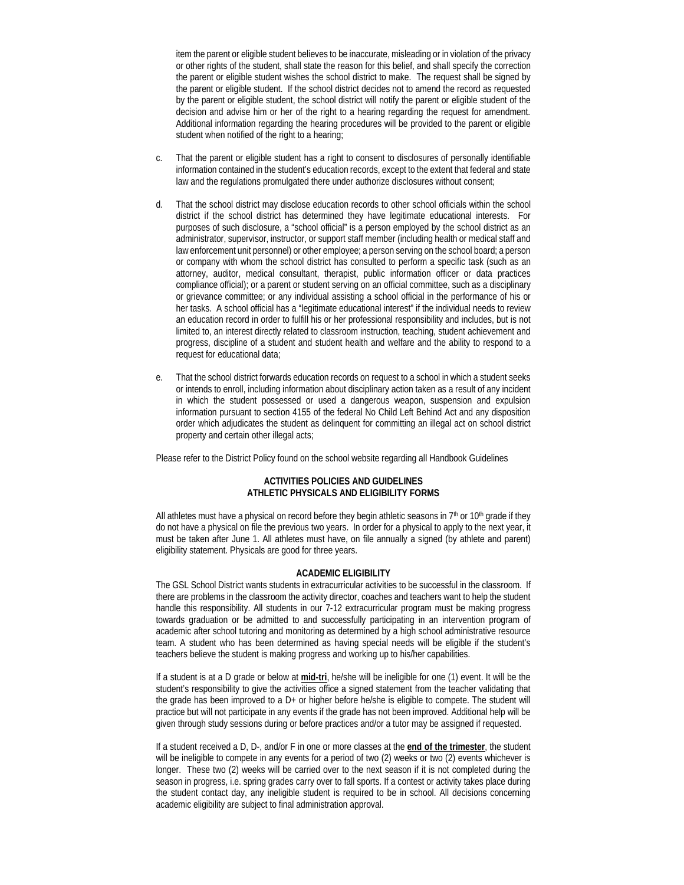item the parent or eligible student believes to be inaccurate, misleading or in violation of the privacy or other rights of the student, shall state the reason for this belief, and shall specify the correction the parent or eligible student wishes the school district to make. The request shall be signed by the parent or eligible student. If the school district decides not to amend the record as requested by the parent or eligible student, the school district will notify the parent or eligible student of the decision and advise him or her of the right to a hearing regarding the request for amendment. Additional information regarding the hearing procedures will be provided to the parent or eligible student when notified of the right to a hearing;

c. That the parent or eligible student has a right to consent to disclosures of personally identifiable information contained in the student's education records, except to the extent that federal and state law and the regulations promulgated there under authorize disclosures without consent;

d. That the school district may disclose education records to other school officials within the school district if the school district has determined they have legitimate educational interests. For purposes of such disclosure, a "school official" is a person employed by the school district as an administrator, supervisor, instructor, or support staff member (including health or medical staff and law enforcement unit personnel) or other employee; a person serving on the school board; a person or company with whom the school district has consulted to perform a specific task (such as an attorney, auditor, medical consultant, therapist, public information officer or data practices compliance official); or a parent or student serving on an official committee, such as a disciplinary or grievance committee; or any individual assisting a school official in the performance of his or her tasks. A school official has a "legitimate educational interest" if the individual needs to review an education record in order to fulfill his or her professional responsibility and includes, but is not limited to, an interest directly related to classroom instruction, teaching, student achievement and progress, discipline of a student and student health and welfare and the ability to respond to a request for educational data;

e. That the school district forwards education records on request to a school in which a student seeks or intends to enroll, including information about disciplinary action taken as a result of any incident in which the student possessed or used a dangerous weapon, suspension and expulsion information pursuant to section 4155 of the federal No Child Left Behind Act and any disposition order which adjudicates the student as delinquent for committing an illegal act on school district property and certain other illegal acts;

Please refer to the District Policy found on the school website regarding all Handbook Guidelines

## ACTIVITIES POLICIES AND GUIDELINES
## ATHLETIC PHYSICALS AND ELIGIBILITY FORMS

All athletes must have a physical on record before they begin athletic seasons in 7th or 10th grade if they do not have a physical on file the previous two years. In order for a physical to apply to the next year, it must be taken after June 1. All athletes must have, on file annually a signed (by athlete and parent) eligibility statement. Physicals are good for three years.

### ACADEMIC ELIGIBILITY

The GSL School District wants students in extracurricular activities to be successful in the classroom. If there are problems in the classroom the activity director, coaches and teachers want to help the student handle this responsibility. All students in our 7-12 extracurricular program must be making progress towards graduation or be admitted to and successfully participating in an intervention program of academic after school tutoring and monitoring as determined by a high school administrative resource team. A student who has been determined as having special needs will be eligible if the student's teachers believe the student is making progress and working up to his/her capabilities.

If a student is at a D grade or below at **mid-tri**, he/she will be ineligible for one (1) event. It will be the student's responsibility to give the activities office a signed statement from the teacher validating that the grade has been improved to a D+ or higher before he/she is eligible to compete. The student will practice but will not participate in any events if the grade has not been improved. Additional help will be given through study sessions during or before practices and/or a tutor may be assigned if requested.

If a student received a D, D-, and/or F in one or more classes at the **end of the trimester**, the student will be ineligible to compete in any events for a period of two (2) weeks or two (2) events whichever is longer. These two (2) weeks will be carried over to the next season if it is not completed during the season in progress, i.e. spring grades carry over to fall sports. If a contest or activity takes place during the student contact day, any ineligible student is required to be in school. All decisions concerning academic eligibility are subject to final administration approval.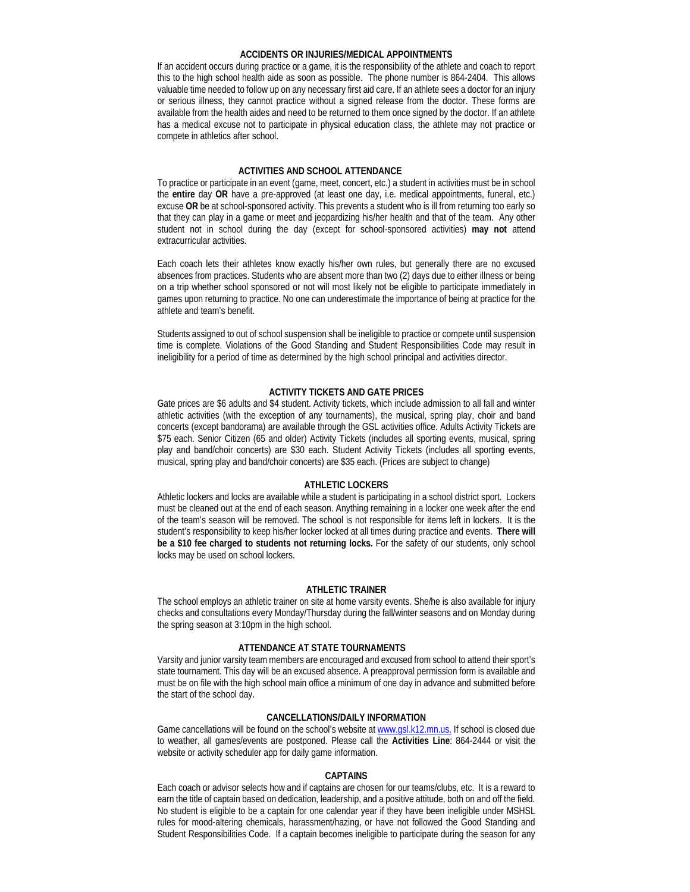## ACCIDENTS OR INJURIES/MEDICAL APPOINTMENTS

If an accident occurs during practice or a game, it is the responsibility of the athlete and coach to report this to the high school health aide as soon as possible. The phone number is 864-2404. This allows valuable time needed to follow up on any necessary first aid care. If an athlete sees a doctor for an injury or serious illness, they cannot practice without a signed release from the doctor. These forms are available from the health aides and need to be returned to them once signed by the doctor. If an athlete has a medical excuse not to participate in physical education class, the athlete may not practice or compete in athletics after school.

## ACTIVITIES AND SCHOOL ATTENDANCE

To practice or participate in an event (game, meet, concert, etc.) a student in activities must be in school the **entire** day **OR** have a pre-approved (at least one day, i.e. medical appointments, funeral, etc.) excuse **OR** be at school-sponsored activity. This prevents a student who is ill from returning too early so that they can play in a game or meet and jeopardizing his/her health and that of the team. Any other student not in school during the day (except for school-sponsored activities) **may not** attend extracurricular activities.

Each coach lets their athletes know exactly his/her own rules, but generally there are no excused absences from practices. Students who are absent more than two (2) days due to either illness or being on a trip whether school sponsored or not will most likely not be eligible to participate immediately in games upon returning to practice. No one can underestimate the importance of being at practice for the athlete and team's benefit.

Students assigned to out of school suspension shall be ineligible to practice or compete until suspension time is complete. Violations of the Good Standing and Student Responsibilities Code may result in ineligibility for a period of time as determined by the high school principal and activities director.

## ACTIVITY TICKETS AND GATE PRICES

Gate prices are $6 adults and $4 student. Activity tickets, which include admission to all fall and winter athletic activities (with the exception of any tournaments), the musical, spring play, choir and band concerts (except bandorama) are available through the GSL activities office. Adults Activity Tickets are $75 each. Senior Citizen (65 and older) Activity Tickets (includes all sporting events, musical, spring play and band/choir concerts) are $30 each. Student Activity Tickets (includes all sporting events, musical, spring play and band/choir concerts) are $35 each. (Prices are subject to change)

## ATHLETIC LOCKERS

Athletic lockers and locks are available while a student is participating in a school district sport. Lockers must be cleaned out at the end of each season. Anything remaining in a locker one week after the end of the team's season will be removed. The school is not responsible for items left in lockers. It is the student's responsibility to keep his/her locker locked at all times during practice and events. **There will be a $10 fee charged to students not returning locks.** For the safety of our students, only school locks may be used on school lockers.

## ATHLETIC TRAINER

The school employs an athletic trainer on site at home varsity events. She/he is also available for injury checks and consultations every Monday/Thursday during the fall/winter seasons and on Monday during the spring season at 3:10pm in the high school.

## ATTENDANCE AT STATE TOURNAMENTS

Varsity and junior varsity team members are encouraged and excused from school to attend their sport's state tournament. This day will be an excused absence. A preapproval permission form is available and must be on file with the high school main office a minimum of one day in advance and submitted before the start of the school day.

## CANCELLATIONS/DAILY INFORMATION

Game cancellations will be found on the school's website at www.gsl.k12.mn.us. If school is closed due to weather, all games/events are postponed. Please call the **Activities Line**: 864-2444 or visit the website or activity scheduler app for daily game information.

## CAPTAINS

Each coach or advisor selects how and if captains are chosen for our teams/clubs, etc. It is a reward to earn the title of captain based on dedication, leadership, and a positive attitude, both on and off the field. No student is eligible to be a captain for one calendar year if they have been ineligible under MSHSL rules for mood-altering chemicals, harassment/hazing, or have not followed the Good Standing and Student Responsibilities Code. If a captain becomes ineligible to participate during the season for any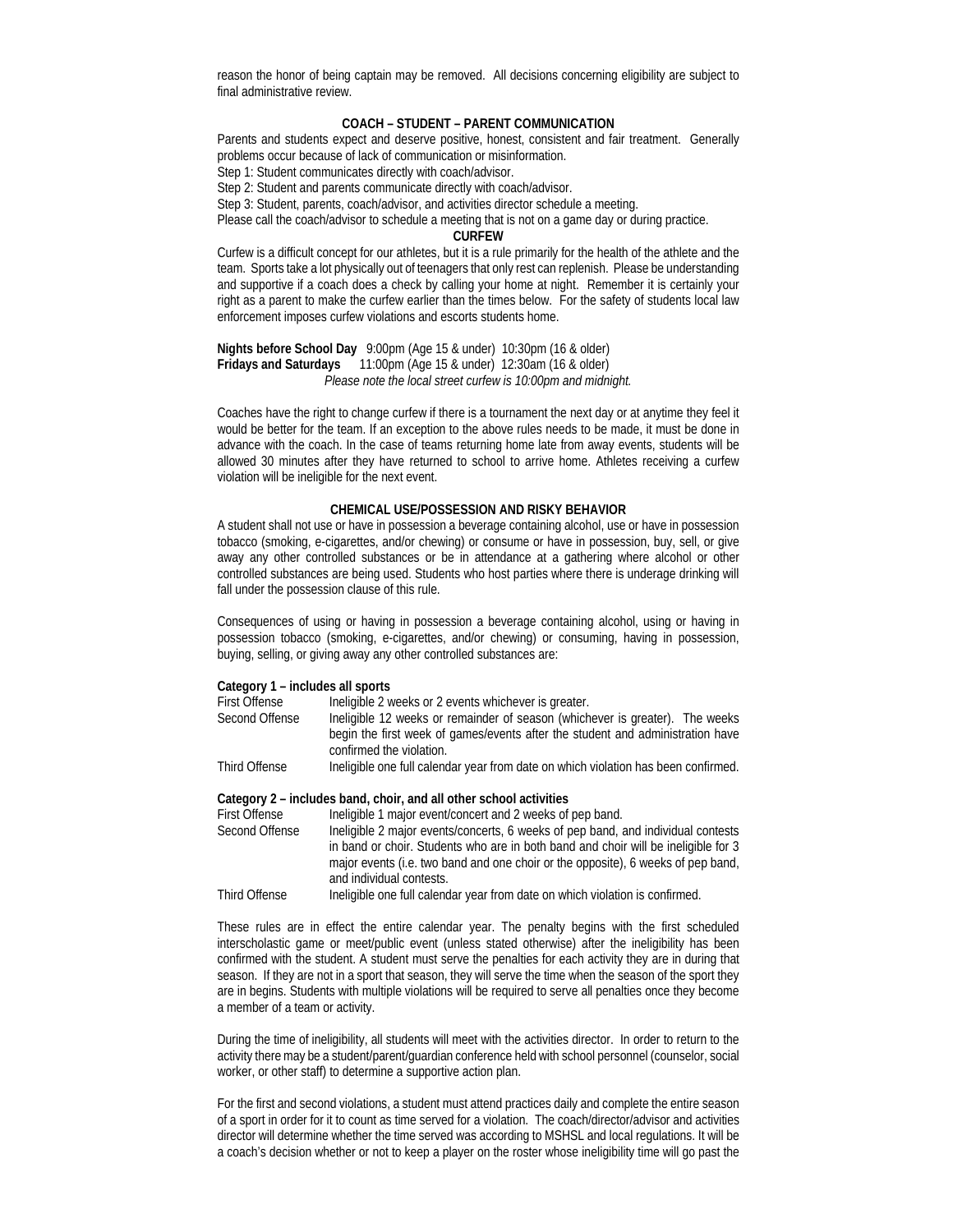reason the honor of being captain may be removed. All decisions concerning eligibility are subject to final administrative review.

## COACH – STUDENT – PARENT COMMUNICATION

Parents and students expect and deserve positive, honest, consistent and fair treatment. Generally problems occur because of lack of communication or misinformation.

Step 1: Student communicates directly with coach/advisor.

Step 2: Student and parents communicate directly with coach/advisor.

Step 3: Student, parents, coach/advisor, and activities director schedule a meeting.

Please call the coach/advisor to schedule a meeting that is not on a game day or during practice.

## CURFEW

Curfew is a difficult concept for our athletes, but it is a rule primarily for the health of the athlete and the team. Sports take a lot physically out of teenagers that only rest can replenish. Please be understanding and supportive if a coach does a check by calling your home at night. Remember it is certainly your right as a parent to make the curfew earlier than the times below. For the safety of students local law enforcement imposes curfew violations and escorts students home.

**Nights before School Day** 9:00pm (Age 15 & under) 10:30pm (16 & older)
**Fridays and Saturdays** 11:00pm (Age 15 & under) 12:30am (16 & older)

*Please note the local street curfew is 10:00pm and midnight.*

Coaches have the right to change curfew if there is a tournament the next day or at anytime they feel it would be better for the team. If an exception to the above rules needs to be made, it must be done in advance with the coach. In the case of teams returning home late from away events, students will be allowed 30 minutes after they have returned to school to arrive home. Athletes receiving a curfew violation will be ineligible for the next event.

## CHEMICAL USE/POSSESSION AND RISKY BEHAVIOR

A student shall not use or have in possession a beverage containing alcohol, use or have in possession tobacco (smoking, e-cigarettes, and/or chewing) or consume or have in possession, buy, sell, or give away any other controlled substances or be in attendance at a gathering where alcohol or other controlled substances are being used. Students who host parties where there is underage drinking will fall under the possession clause of this rule.

Consequences of using or having in possession a beverage containing alcohol, using or having in possession tobacco (smoking, e-cigarettes, and/or chewing) or consuming, having in possession, buying, selling, or giving away any other controlled substances are:

**Category 1 – includes all sports**

| | |
|---|---|
| First Offense | Ineligible 2 weeks or 2 events whichever is greater. |
| Second Offense | Ineligible 12 weeks or remainder of season (whichever is greater). The weeks begin the first week of games/events after the student and administration have confirmed the violation. |
| Third Offense | Ineligible one full calendar year from date on which violation has been confirmed. |

**Category 2 – includes band, choir, and all other school activities**

| | |
|---|---|
| First Offense | Ineligible 1 major event/concert and 2 weeks of pep band. |
| Second Offense | Ineligible 2 major events/concerts, 6 weeks of pep band, and individual contests in band or choir. Students who are in both band and choir will be ineligible for 3 major events (i.e. two band and one choir or the opposite), 6 weeks of pep band, and individual contests. |
| Third Offense | Ineligible one full calendar year from date on which violation is confirmed. |

These rules are in effect the entire calendar year. The penalty begins with the first scheduled interscholastic game or meet/public event (unless stated otherwise) after the ineligibility has been confirmed with the student. A student must serve the penalties for each activity they are in during that season. If they are not in a sport that season, they will serve the time when the season of the sport they are in begins. Students with multiple violations will be required to serve all penalties once they become a member of a team or activity.

During the time of ineligibility, all students will meet with the activities director. In order to return to the activity there may be a student/parent/guardian conference held with school personnel (counselor, social worker, or other staff) to determine a supportive action plan.

For the first and second violations, a student must attend practices daily and complete the entire season of a sport in order for it to count as time served for a violation. The coach/director/advisor and activities director will determine whether the time served was according to MSHSL and local regulations. It will be a coach's decision whether or not to keep a player on the roster whose ineligibility time will go past the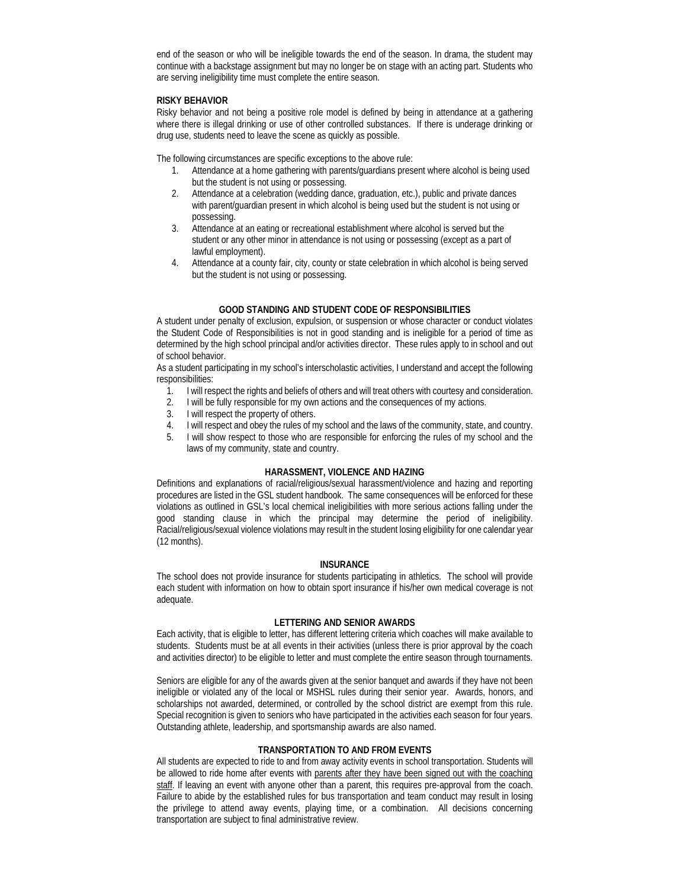end of the season or who will be ineligible towards the end of the season. In drama, the student may continue with a backstage assignment but may no longer be on stage with an acting part. Students who are serving ineligibility time must complete the entire season.

**RISKY BEHAVIOR**

Risky behavior and not being a positive role model is defined by being in attendance at a gathering where there is illegal drinking or use of other controlled substances. If there is underage drinking or drug use, students need to leave the scene as quickly as possible.

The following circumstances are specific exceptions to the above rule:

1. Attendance at a home gathering with parents/guardians present where alcohol is being used but the student is not using or possessing.
2. Attendance at a celebration (wedding dance, graduation, etc.), public and private dances with parent/guardian present in which alcohol is being used but the student is not using or possessing.
3. Attendance at an eating or recreational establishment where alcohol is served but the student or any other minor in attendance is not using or possessing (except as a part of lawful employment).
4. Attendance at a county fair, city, county or state celebration in which alcohol is being served but the student is not using or possessing.

**GOOD STANDING AND STUDENT CODE OF RESPONSIBILITIES**

A student under penalty of exclusion, expulsion, or suspension or whose character or conduct violates the Student Code of Responsibilities is not in good standing and is ineligible for a period of time as determined by the high school principal and/or activities director. These rules apply to in school and out of school behavior.

As a student participating in my school's interscholastic activities, I understand and accept the following responsibilities:

1. I will respect the rights and beliefs of others and will treat others with courtesy and consideration.
2. I will be fully responsible for my own actions and the consequences of my actions.
3. I will respect the property of others.
4. I will respect and obey the rules of my school and the laws of the community, state, and country.
5. I will show respect to those who are responsible for enforcing the rules of my school and the laws of my community, state and country.

**HARASSMENT, VIOLENCE AND HAZING**

Definitions and explanations of racial/religious/sexual harassment/violence and hazing and reporting procedures are listed in the GSL student handbook. The same consequences will be enforced for these violations as outlined in GSL's local chemical ineligibilities with more serious actions falling under the good standing clause in which the principal may determine the period of ineligibility. Racial/religious/sexual violence violations may result in the student losing eligibility for one calendar year (12 months).

**INSURANCE**

The school does not provide insurance for students participating in athletics. The school will provide each student with information on how to obtain sport insurance if his/her own medical coverage is not adequate.

**LETTERING AND SENIOR AWARDS**

Each activity, that is eligible to letter, has different lettering criteria which coaches will make available to students. Students must be at all events in their activities (unless there is prior approval by the coach and activities director) to be eligible to letter and must complete the entire season through tournaments.

Seniors are eligible for any of the awards given at the senior banquet and awards if they have not been ineligible or violated any of the local or MSHSL rules during their senior year. Awards, honors, and scholarships not awarded, determined, or controlled by the school district are exempt from this rule. Special recognition is given to seniors who have participated in the activities each season for four years. Outstanding athlete, leadership, and sportsmanship awards are also named.

**TRANSPORTATION TO AND FROM EVENTS**

All students are expected to ride to and from away activity events in school transportation. Students will be allowed to ride home after events with parents after they have been signed out with the coaching staff. If leaving an event with anyone other than a parent, this requires pre-approval from the coach. Failure to abide by the established rules for bus transportation and team conduct may result in losing the privilege to attend away events, playing time, or a combination. All decisions concerning transportation are subject to final administrative review.